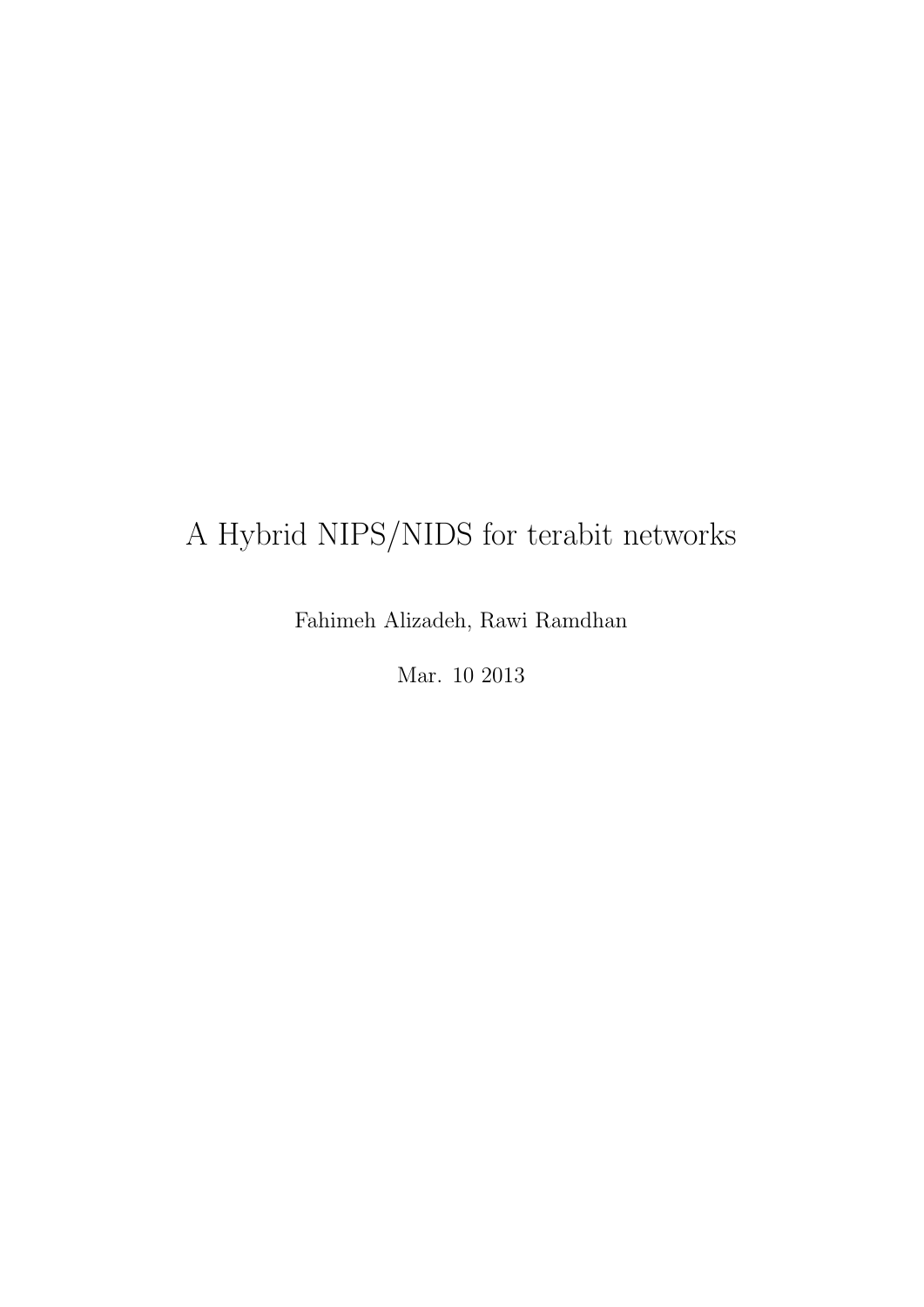# A Hybrid NIPS/NIDS for terabit networks

Fahimeh Alizadeh, Rawi Ramdhan

Mar. 10 2013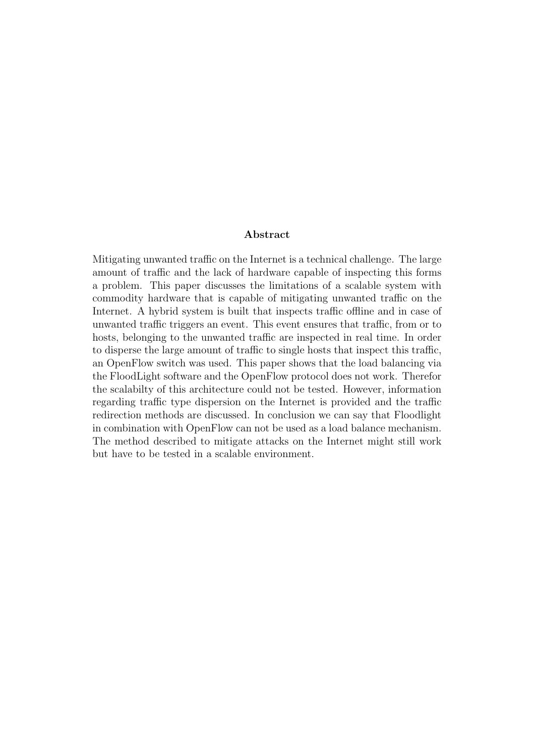## Abstract

Mitigating unwanted traffic on the Internet is a technical challenge. The large amount of traffic and the lack of hardware capable of inspecting this forms a problem. This paper discusses the limitations of a scalable system with commodity hardware that is capable of mitigating unwanted traffic on the Internet. A hybrid system is built that inspects traffic offline and in case of unwanted traffic triggers an event. This event ensures that traffic, from or to hosts, belonging to the unwanted traffic are inspected in real time. In order to disperse the large amount of traffic to single hosts that inspect this traffic, an OpenFlow switch was used. This paper shows that the load balancing via the FloodLight software and the OpenFlow protocol does not work. Therefor the scalabilty of this architecture could not be tested. However, information regarding traffic type dispersion on the Internet is provided and the traffic redirection methods are discussed. In conclusion we can say that Floodlight in combination with OpenFlow can not be used as a load balance mechanism. The method described to mitigate attacks on the Internet might still work but have to be tested in a scalable environment.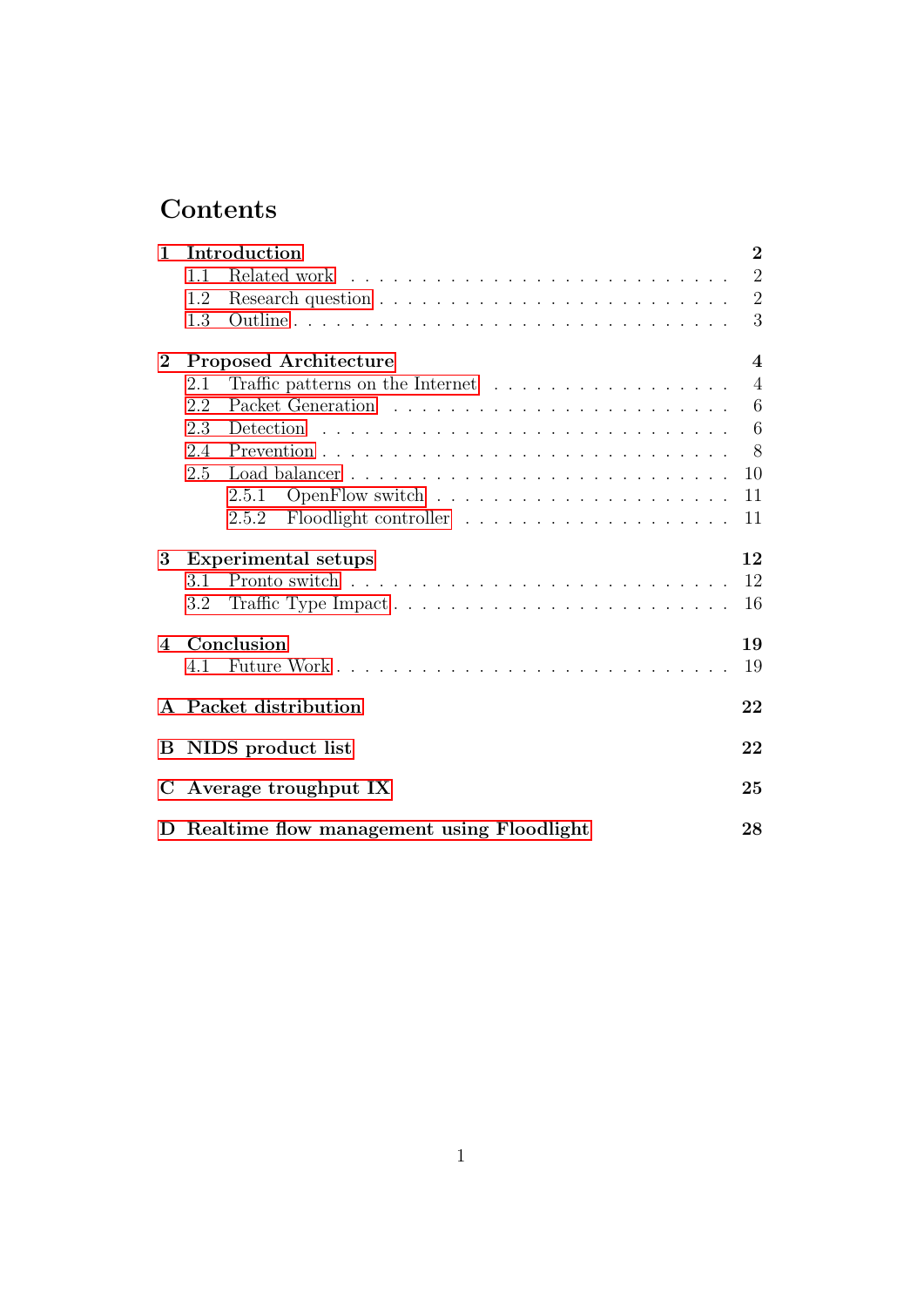# Contents

**1 Introduction** **2**
- 1.1 Related work . . . 2
- 1.2 Research question . . . 2
- 1.3 Outline . . . 3

**2 Proposed Architecture** **4**
- 2.1 Traffic patterns on the Internet . . . 4
- 2.2 Packet Generation . . . 6
- 2.3 Detection . . . 6
- 2.4 Prevention . . . 8
- 2.5 Load balancer . . . 10
  - 2.5.1 OpenFlow switch . . . 11
  - 2.5.2 Floodlight controller . . . 11

**3 Experimental setups** **12**
- 3.1 Pronto switch . . . 12
- 3.2 Traffic Type Impact . . . 16

**4 Conclusion** **19**
- 4.1 Future Work . . . 19

**A Packet distribution** **22**

**B NIDS product list** **22**

**C Average troughput IX** **25**

**D Realtime flow management using Floodlight** **28**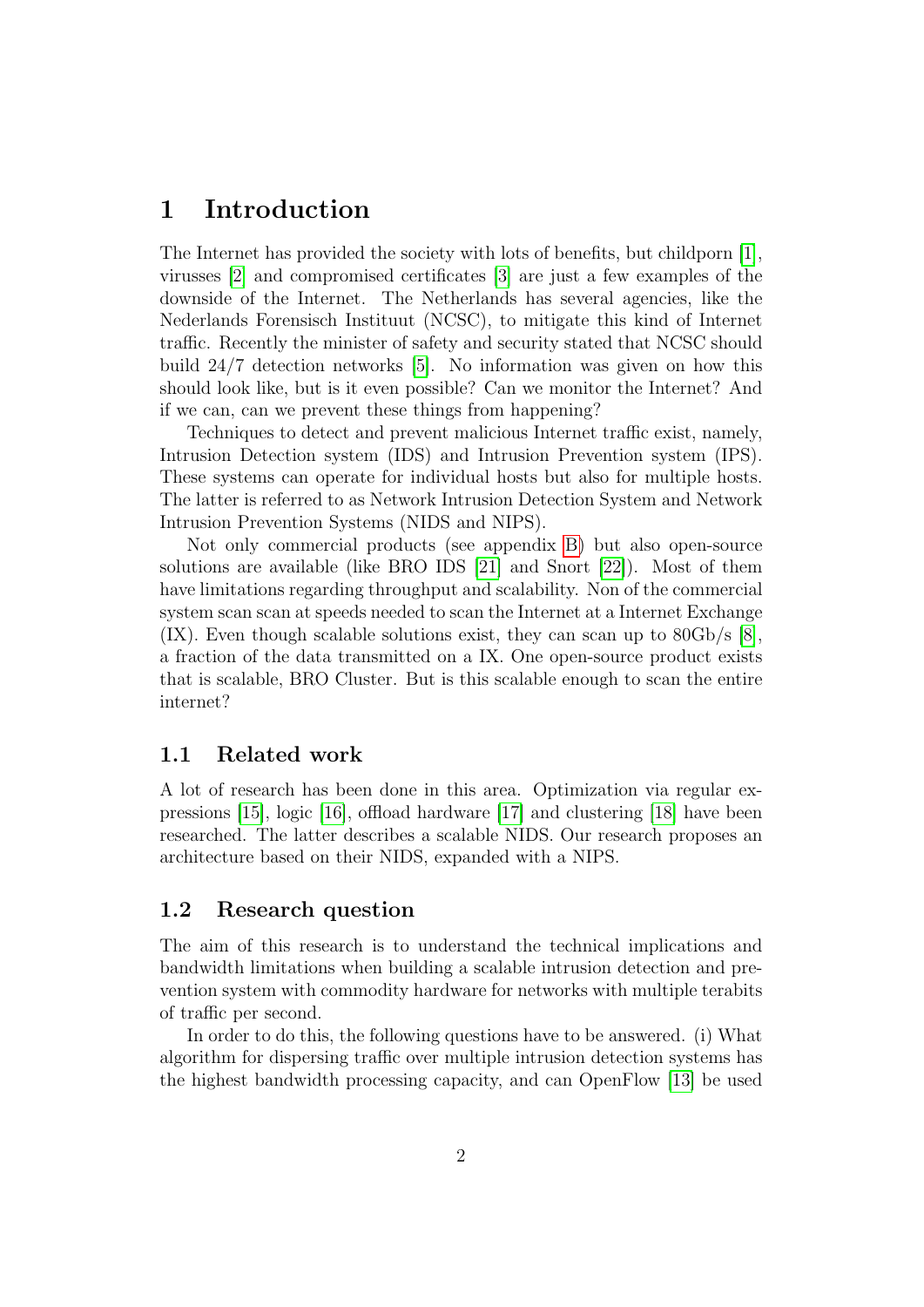# 1 Introduction

The Internet has provided the society with lots of benefits, but childporn [1], virusses [2] and compromised certificates [3] are just a few examples of the downside of the Internet. The Netherlands has several agencies, like the Nederlands Forensisch Instituut (NCSC), to mitigate this kind of Internet traffic. Recently the minister of safety and security stated that NCSC should build 24/7 detection networks [5]. No information was given on how this should look like, but is it even possible? Can we monitor the Internet? And if we can, can we prevent these things from happening?

Techniques to detect and prevent malicious Internet traffic exist, namely, Intrusion Detection system (IDS) and Intrusion Prevention system (IPS). These systems can operate for individual hosts but also for multiple hosts. The latter is referred to as Network Intrusion Detection System and Network Intrusion Prevention Systems (NIDS and NIPS).

Not only commercial products (see appendix B) but also open-source solutions are available (like BRO IDS [21] and Snort [22]). Most of them have limitations regarding throughput and scalability. Non of the commercial system scan scan at speeds needed to scan the Internet at a Internet Exchange (IX). Even though scalable solutions exist, they can scan up to 80Gb/s [8], a fraction of the data transmitted on a IX. One open-source product exists that is scalable, BRO Cluster. But is this scalable enough to scan the entire internet?

## 1.1 Related work

A lot of research has been done in this area. Optimization via regular expressions [15], logic [16], offload hardware [17] and clustering [18] have been researched. The latter describes a scalable NIDS. Our research proposes an architecture based on their NIDS, expanded with a NIPS.

## 1.2 Research question

The aim of this research is to understand the technical implications and bandwidth limitations when building a scalable intrusion detection and prevention system with commodity hardware for networks with multiple terabits of traffic per second.

In order to do this, the following questions have to be answered. (i) What algorithm for dispersing traffic over multiple intrusion detection systems has the highest bandwidth processing capacity, and can OpenFlow [13] be used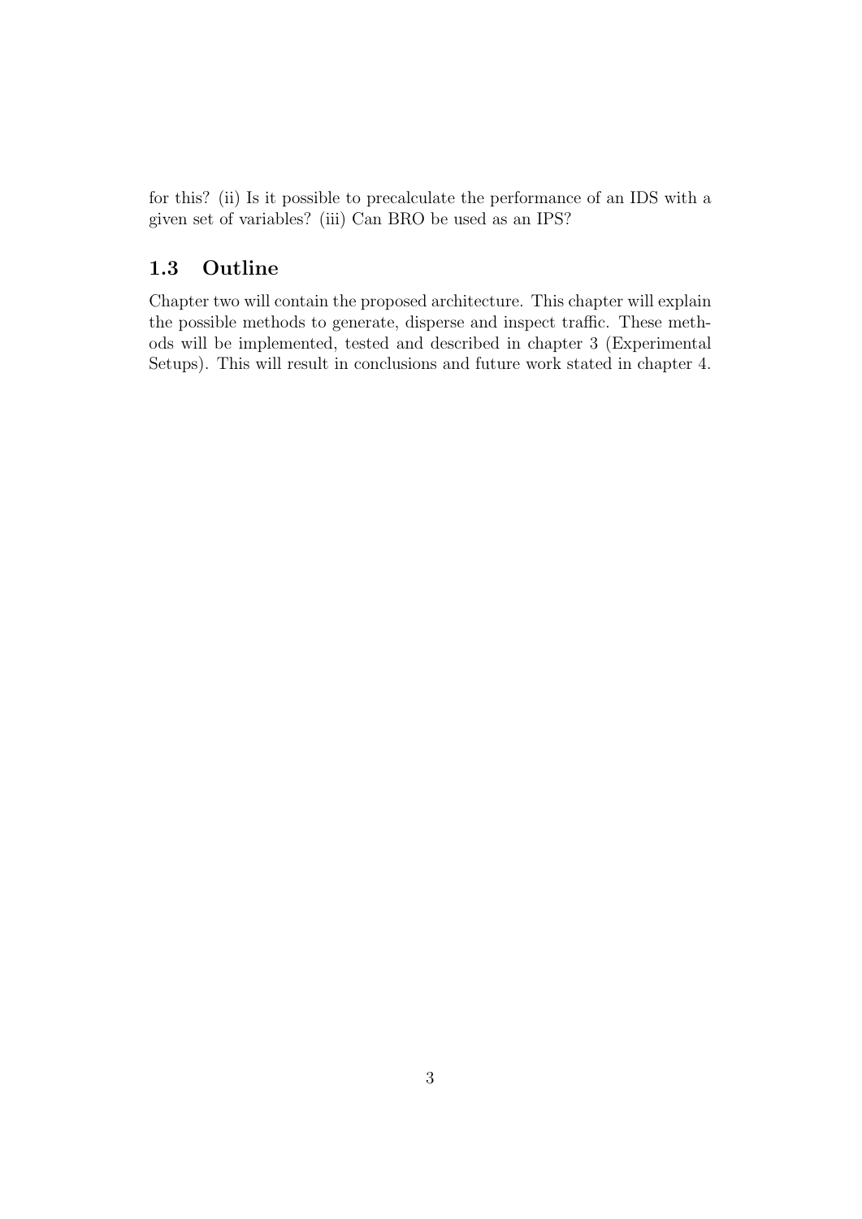for this? (ii) Is it possible to precalculate the performance of an IDS with a given set of variables? (iii) Can BRO be used as an IPS?

## 1.3 Outline

Chapter two will contain the proposed architecture. This chapter will explain the possible methods to generate, disperse and inspect traffic. These methods will be implemented, tested and described in chapter 3 (Experimental Setups). This will result in conclusions and future work stated in chapter 4.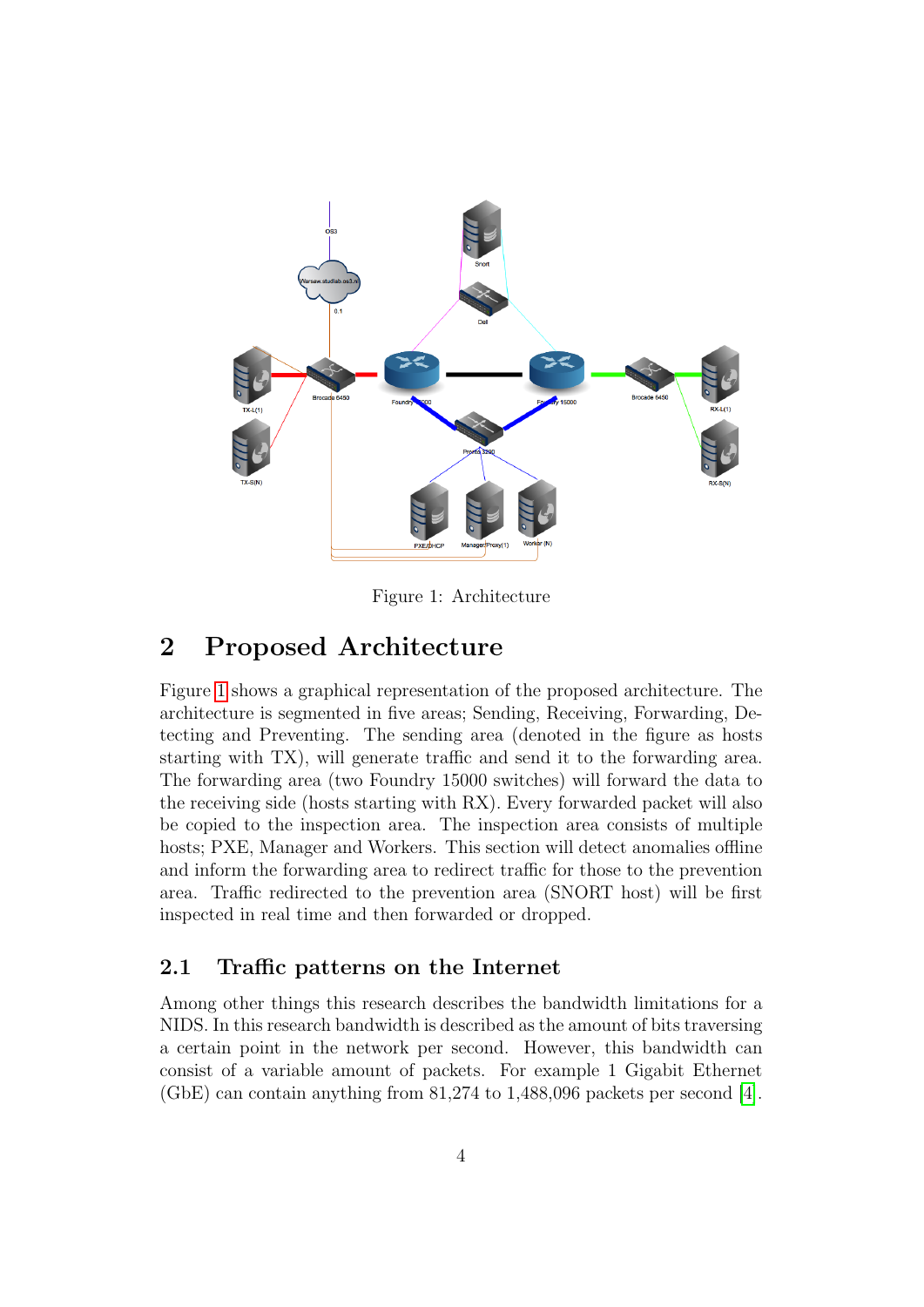Figure 1: Architecture

## 2 Proposed Architecture

Figure 1 shows a graphical representation of the proposed architecture. The architecture is segmented in five areas; Sending, Receiving, Forwarding, Detecting and Preventing. The sending area (denoted in the figure as hosts starting with TX), will generate traffic and send it to the forwarding area. The forwarding area (two Foundry 15000 switches) will forward the data to the receiving side (hosts starting with RX). Every forwarded packet will also be copied to the inspection area. The inspection area consists of multiple hosts; PXE, Manager and Workers. This section will detect anomalies offline and inform the forwarding area to redirect traffic for those to the prevention area. Traffic redirected to the prevention area (SNORT host) will be first inspected in real time and then forwarded or dropped.

### 2.1 Traffic patterns on the Internet

Among other things this research describes the bandwidth limitations for a NIDS. In this research bandwidth is described as the amount of bits traversing a certain point in the network per second. However, this bandwidth can consist of a variable amount of packets. For example 1 Gigabit Ethernet (GbE) can contain anything from 81,274 to 1,488,096 packets per second [4].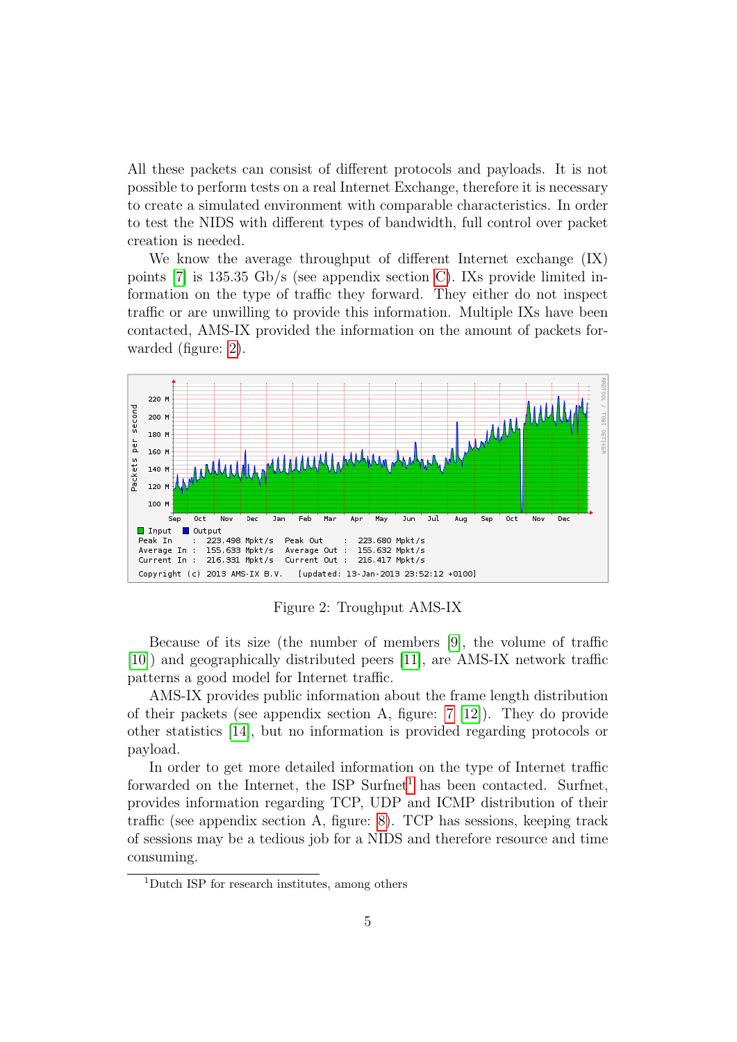All these packets can consist of different protocols and payloads. It is not possible to perform tests on a real Internet Exchange, therefore it is necessary to create a simulated environment with comparable characteristics. In order to test the NIDS with different types of bandwidth, full control over packet creation is needed.

We know the average throughput of different Internet exchange (IX) points [7] is 135.35 Gb/s (see appendix section C). IXs provide limited information on the type of traffic they forward. They either do not inspect traffic or are unwilling to provide this information. Multiple IXs have been contacted, AMS-IX provided the information on the amount of packets forwarded (figure: 2).

Figure 2: Troughput AMS-IX

Because of its size (the number of members [9], the volume of traffic [10]) and geographically distributed peers [11], are AMS-IX network traffic patterns a good model for Internet traffic.

AMS-IX provides public information about the frame length distribution of their packets (see appendix section A, figure: 7 [12]). They do provide other statistics [14], but no information is provided regarding protocols or payload.

In order to get more detailed information on the type of Internet traffic forwarded on the Internet, the ISP Surfnet[1] has been contacted. Surfnet, provides information regarding TCP, UDP and ICMP distribution of their traffic (see appendix section A, figure: 8). TCP has sessions, keeping track of sessions may be a tedious job for a NIDS and therefore resource and time consuming.

[1] Dutch ISP for research institutes, among others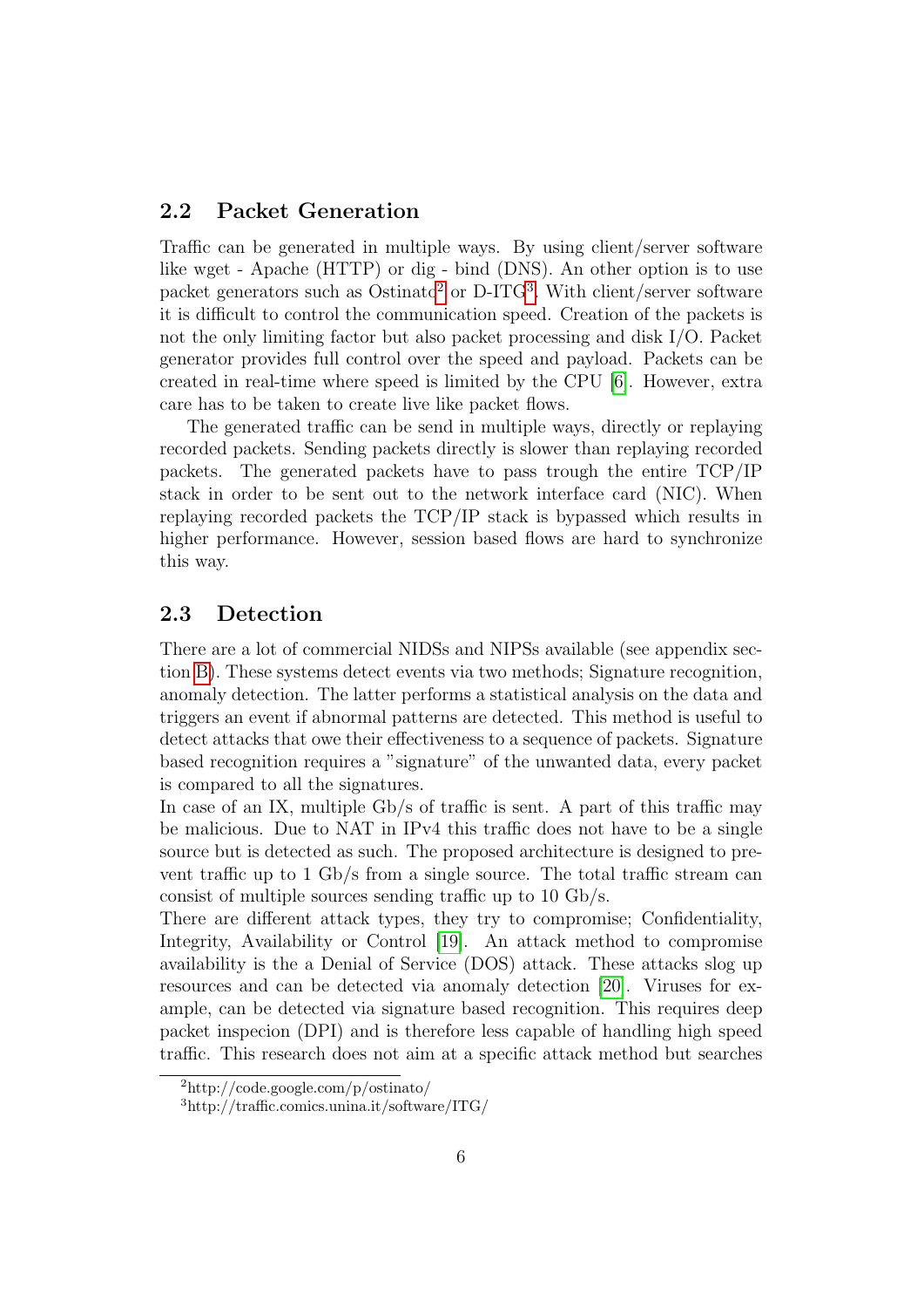## 2.2 Packet Generation

Traffic can be generated in multiple ways. By using client/server software like wget - Apache (HTTP) or dig - bind (DNS). An other option is to use packet generators such as Ostinato[2] or D-ITG[3]. With client/server software it is difficult to control the communication speed. Creation of the packets is not the only limiting factor but also packet processing and disk I/O. Packet generator provides full control over the speed and payload. Packets can be created in real-time where speed is limited by the CPU [6]. However, extra care has to be taken to create live like packet flows.

The generated traffic can be send in multiple ways, directly or replaying recorded packets. Sending packets directly is slower than replaying recorded packets. The generated packets have to pass trough the entire TCP/IP stack in order to be sent out to the network interface card (NIC). When replaying recorded packets the TCP/IP stack is bypassed which results in higher performance. However, session based flows are hard to synchronize this way.

## 2.3 Detection

There are a lot of commercial NIDSs and NIPSs available (see appendix section B). These systems detect events via two methods; Signature recognition, anomaly detection. The latter performs a statistical analysis on the data and triggers an event if abnormal patterns are detected. This method is useful to detect attacks that owe their effectiveness to a sequence of packets. Signature based recognition requires a "signature" of the unwanted data, every packet is compared to all the signatures.

In case of an IX, multiple Gb/s of traffic is sent. A part of this traffic may be malicious. Due to NAT in IPv4 this traffic does not have to be a single source but is detected as such. The proposed architecture is designed to prevent traffic up to 1 Gb/s from a single source. The total traffic stream can consist of multiple sources sending traffic up to 10 Gb/s.

There are different attack types, they try to compromise; Confidentiality, Integrity, Availability or Control [19]. An attack method to compromise availability is the a Denial of Service (DOS) attack. These attacks slog up resources and can be detected via anomaly detection [20]. Viruses for example, can be detected via signature based recognition. This requires deep packet inspecion (DPI) and is therefore less capable of handling high speed traffic. This research does not aim at a specific attack method but searches

[2] http://code.google.com/p/ostinato/

[3] http://traffic.comics.unina.it/software/ITG/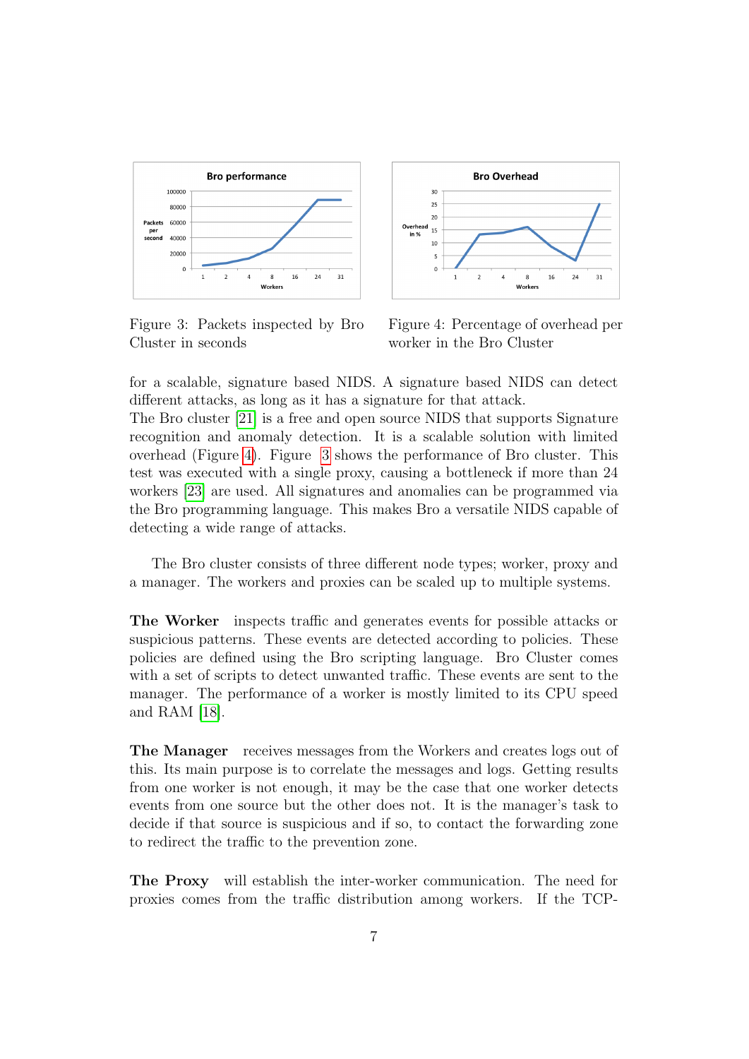Figure 3: Packets inspected by Bro Cluster in seconds

Figure 4: Percentage of overhead per worker in the Bro Cluster

for a scalable, signature based NIDS. A signature based NIDS can detect different attacks, as long as it has a signature for that attack.
The Bro cluster [21] is a free and open source NIDS that supports Signature recognition and anomaly detection. It is a scalable solution with limited overhead (Figure 4). Figure 3 shows the performance of Bro cluster. This test was executed with a single proxy, causing a bottleneck if more than 24 workers [23] are used. All signatures and anomalies can be programmed via the Bro programming language. This makes Bro a versatile NIDS capable of detecting a wide range of attacks.

The Bro cluster consists of three different node types; worker, proxy and a manager. The workers and proxies can be scaled up to multiple systems.

**The Worker** inspects traffic and generates events for possible attacks or suspicious patterns. These events are detected according to policies. These policies are defined using the Bro scripting language. Bro Cluster comes with a set of scripts to detect unwanted traffic. These events are sent to the manager. The performance of a worker is mostly limited to its CPU speed and RAM [18].

**The Manager** receives messages from the Workers and creates logs out of this. Its main purpose is to correlate the messages and logs. Getting results from one worker is not enough, it may be the case that one worker detects events from one source but the other does not. It is the manager's task to decide if that source is suspicious and if so, to contact the forwarding zone to redirect the traffic to the prevention zone.

**The Proxy** will establish the inter-worker communication. The need for proxies comes from the traffic distribution among workers. If the TCP-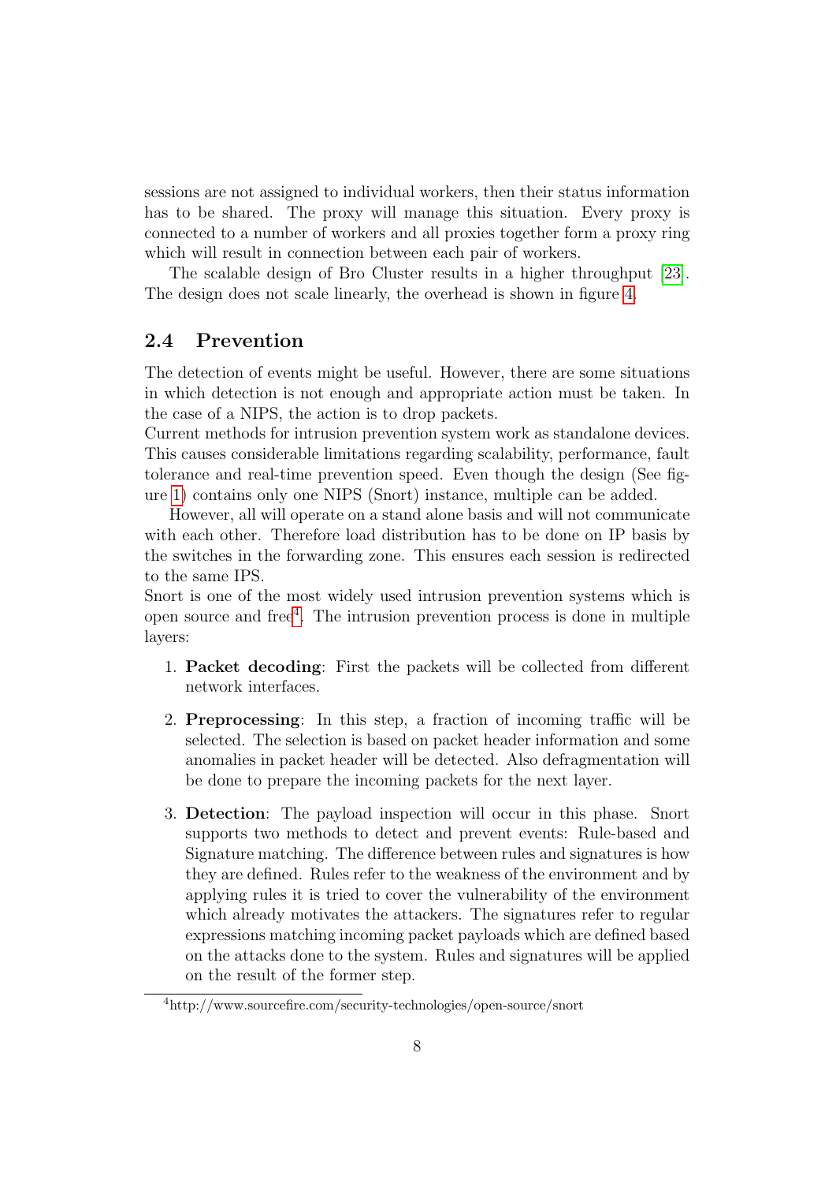sessions are not assigned to individual workers, then their status information has to be shared. The proxy will manage this situation. Every proxy is connected to a number of workers and all proxies together form a proxy ring which will result in connection between each pair of workers.

The scalable design of Bro Cluster results in a higher throughput [23]. The design does not scale linearly, the overhead is shown in figure 4.

## 2.4 Prevention

The detection of events might be useful. However, there are some situations in which detection is not enough and appropriate action must be taken. In the case of a NIPS, the action is to drop packets.

Current methods for intrusion prevention system work as standalone devices. This causes considerable limitations regarding scalability, performance, fault tolerance and real-time prevention speed. Even though the design (See figure 1) contains only one NIPS (Snort) instance, multiple can be added.

However, all will operate on a stand alone basis and will not communicate with each other. Therefore load distribution has to be done on IP basis by the switches in the forwarding zone. This ensures each session is redirected to the same IPS.

Snort is one of the most widely used intrusion prevention systems which is open source and free[4]. The intrusion prevention process is done in multiple layers:

1. **Packet decoding**: First the packets will be collected from different network interfaces.
2. **Preprocessing**: In this step, a fraction of incoming traffic will be selected. The selection is based on packet header information and some anomalies in packet header will be detected. Also defragmentation will be done to prepare the incoming packets for the next layer.
3. **Detection**: The payload inspection will occur in this phase. Snort supports two methods to detect and prevent events: Rule-based and Signature matching. The difference between rules and signatures is how they are defined. Rules refer to the weakness of the environment and by applying rules it is tried to cover the vulnerability of the environment which already motivates the attackers. The signatures refer to regular expressions matching incoming packet payloads which are defined based on the attacks done to the system. Rules and signatures will be applied on the result of the former step.

[4] http://www.sourcefire.com/security-technologies/open-source/snort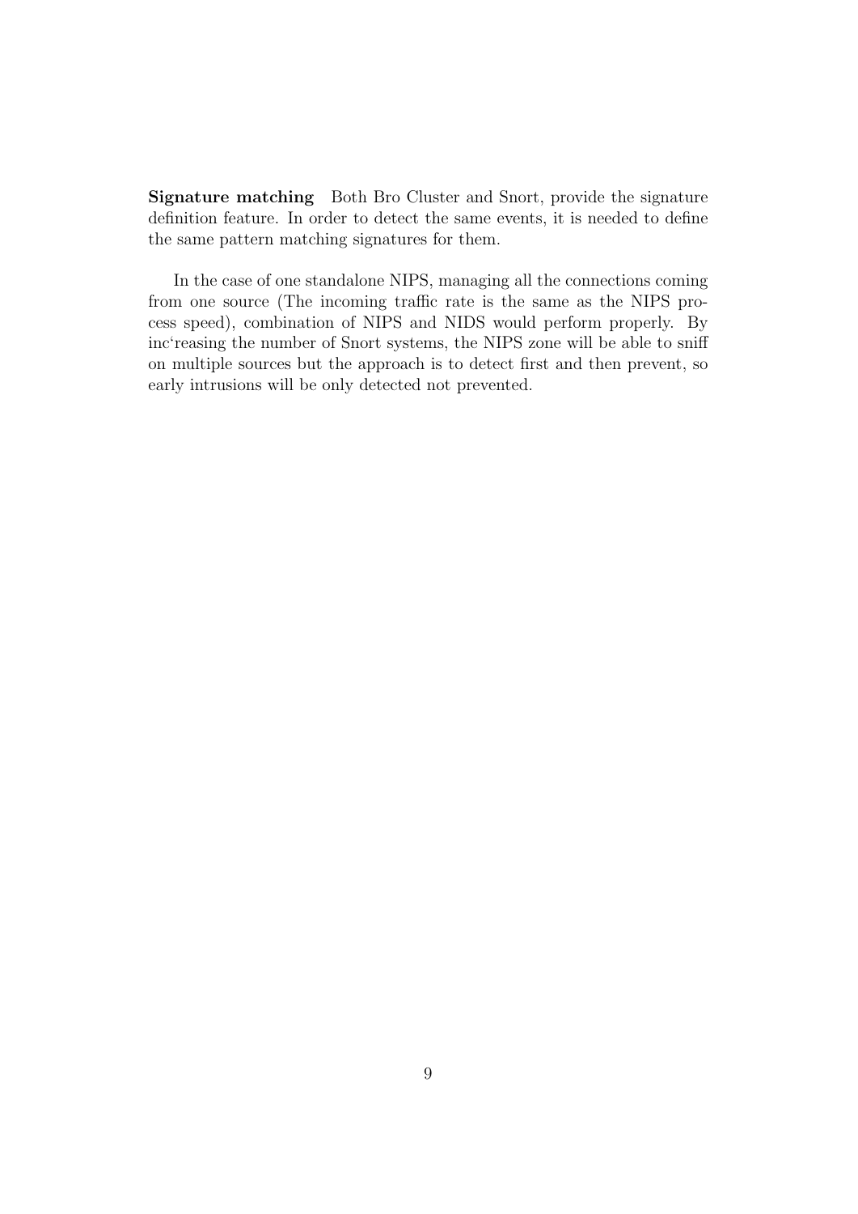**Signature matching** Both Bro Cluster and Snort, provide the signature definition feature. In order to detect the same events, it is needed to define the same pattern matching signatures for them.

In the case of one standalone NIPS, managing all the connections coming from one source (The incoming traffic rate is the same as the NIPS process speed), combination of NIPS and NIDS would perform properly. By inc'reasing the number of Snort systems, the NIPS zone will be able to sniff on multiple sources but the approach is to detect first and then prevent, so early intrusions will be only detected not prevented.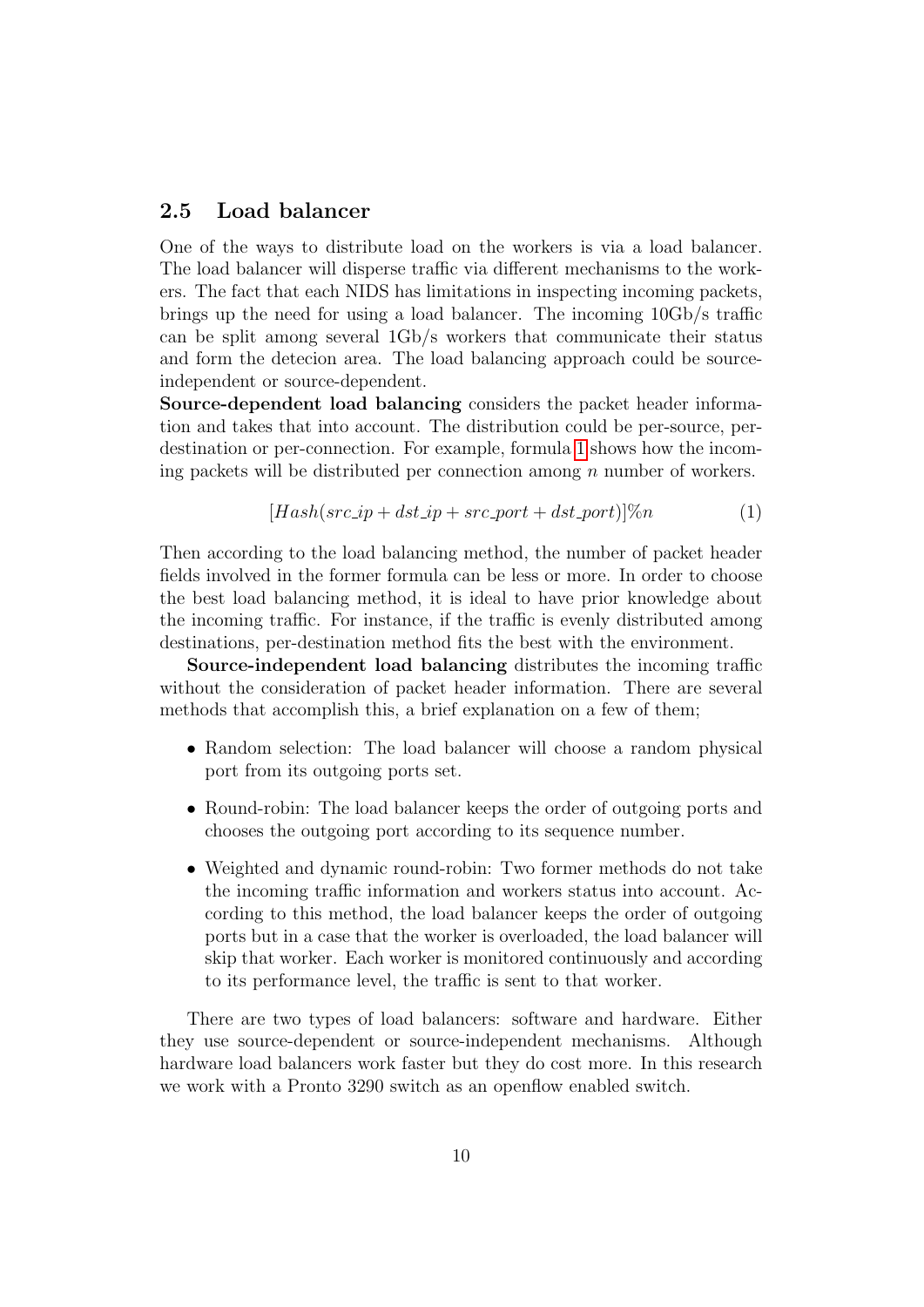## 2.5 Load balancer

One of the ways to distribute load on the workers is via a load balancer. The load balancer will disperse traffic via different mechanisms to the workers. The fact that each NIDS has limitations in inspecting incoming packets, brings up the need for using a load balancer. The incoming 10Gb/s traffic can be split among several 1Gb/s workers that communicate their status and form the detecion area. The load balancing approach could be source-independent or source-dependent.

**Source-dependent load balancing** considers the packet header information and takes that into account. The distribution could be per-source, per-destination or per-connection. For example, formula 1 shows how the incoming packets will be distributed per connection among $n$ number of workers.

$$[Hash(src\_ip + dst\_ip + src\_port + dst\_port)]\%n \tag{1}$$

Then according to the load balancing method, the number of packet header fields involved in the former formula can be less or more. In order to choose the best load balancing method, it is ideal to have prior knowledge about the incoming traffic. For instance, if the traffic is evenly distributed among destinations, per-destination method fits the best with the environment.

**Source-independent load balancing** distributes the incoming traffic without the consideration of packet header information. There are several methods that accomplish this, a brief explanation on a few of them;

- Random selection: The load balancer will choose a random physical port from its outgoing ports set.
- Round-robin: The load balancer keeps the order of outgoing ports and chooses the outgoing port according to its sequence number.
- Weighted and dynamic round-robin: Two former methods do not take the incoming traffic information and workers status into account. According to this method, the load balancer keeps the order of outgoing ports but in a case that the worker is overloaded, the load balancer will skip that worker. Each worker is monitored continuously and according to its performance level, the traffic is sent to that worker.

There are two types of load balancers: software and hardware. Either they use source-dependent or source-independent mechanisms. Although hardware load balancers work faster but they do cost more. In this research we work with a Pronto 3290 switch as an openflow enabled switch.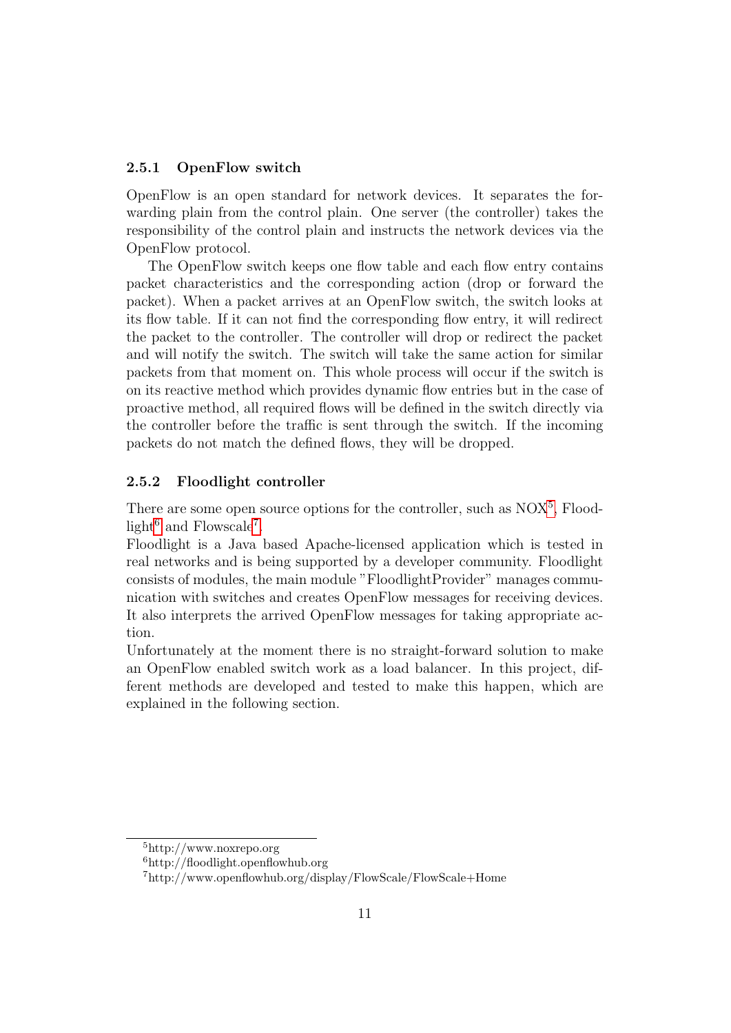### 2.5.1 OpenFlow switch

OpenFlow is an open standard for network devices. It separates the forwarding plain from the control plain. One server (the controller) takes the responsibility of the control plain and instructs the network devices via the OpenFlow protocol.

The OpenFlow switch keeps one flow table and each flow entry contains packet characteristics and the corresponding action (drop or forward the packet). When a packet arrives at an OpenFlow switch, the switch looks at its flow table. If it can not find the corresponding flow entry, it will redirect the packet to the controller. The controller will drop or redirect the packet and will notify the switch. The switch will take the same action for similar packets from that moment on. This whole process will occur if the switch is on its reactive method which provides dynamic flow entries but in the case of proactive method, all required flows will be defined in the switch directly via the controller before the traffic is sent through the switch. If the incoming packets do not match the defined flows, they will be dropped.

### 2.5.2 Floodlight controller

There are some open source options for the controller, such as NOX[5], Floodlight[6] and Flowscale[7].
Floodlight is a Java based Apache-licensed application which is tested in real networks and is being supported by a developer community. Floodlight consists of modules, the main module "FloodlightProvider" manages communication with switches and creates OpenFlow messages for receiving devices. It also interprets the arrived OpenFlow messages for taking appropriate action.
Unfortunately at the moment there is no straight-forward solution to make an OpenFlow enabled switch work as a load balancer. In this project, different methods are developed and tested to make this happen, which are explained in the following section.

---

[5] http://www.noxrepo.org

[6] http://floodlight.openflowhub.org

[7] http://www.openflowhub.org/display/FlowScale/FlowScale+Home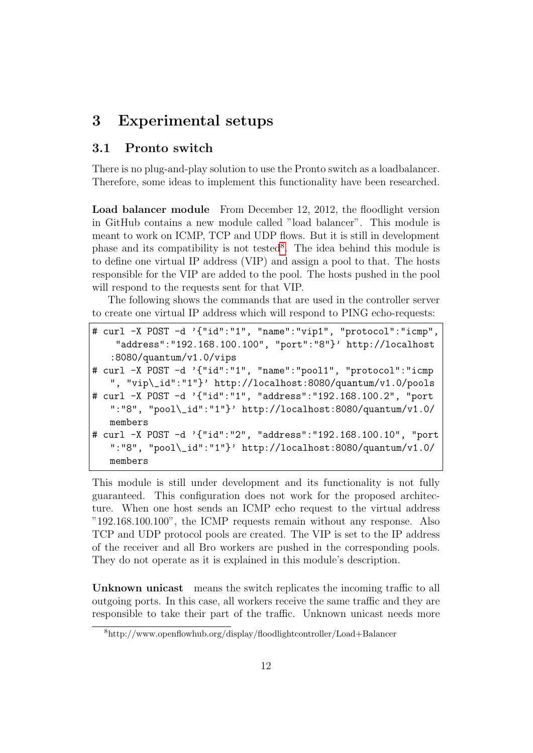# 3 Experimental setups

## 3.1 Pronto switch

There is no plug-and-play solution to use the Pronto switch as a loadbalancer. Therefore, some ideas to implement this functionality have been researched.

**Load balancer module** From December 12, 2012, the floodlight version in GitHub contains a new module called "load balancer". This module is meant to work on ICMP, TCP and UDP flows. But it is still in development phase and its compatibility is not tested[8]. The idea behind this module is to define one virtual IP address (VIP) and assign a pool to that. The hosts responsible for the VIP are added to the pool. The hosts pushed in the pool will respond to the requests sent for that VIP.

The following shows the commands that are used in the controller server to create one virtual IP address which will respond to PING echo-requests:

```
# curl -X POST -d '{"id":"1", "name":"vip1", "protocol":"icmp",
    "address":"192.168.100.100", "port":"8"}' http://localhost
   :8080/quantum/v1.0/vips
# curl -X POST -d '{"id":"1", "name":"pool1", "protocol":"icmp
   ", "vip\_id":"1"}' http://localhost:8080/quantum/v1.0/pools
# curl -X POST -d '{"id":"1", "address":"192.168.100.2", "port
   ":"8", "pool\_id":"1"}' http://localhost:8080/quantum/v1.0/
   members
# curl -X POST -d '{"id":"2", "address":"192.168.100.10", "port
   ":"8", "pool\_id":"1"}' http://localhost:8080/quantum/v1.0/
   members
```

This module is still under development and its functionality is not fully guaranteed. This configuration does not work for the proposed architecture. When one host sends an ICMP echo request to the virtual address "192.168.100.100", the ICMP requests remain without any response. Also TCP and UDP protocol pools are created. The VIP is set to the IP address of the receiver and all Bro workers are pushed in the corresponding pools. They do not operate as it is explained in this module's description.

**Unknown unicast** means the switch replicates the incoming traffic to all outgoing ports. In this case, all workers receive the same traffic and they are responsible to take their part of the traffic. Unknown unicast needs more

[8] http://www.openflowhub.org/display/floodlightcontroller/Load+Balancer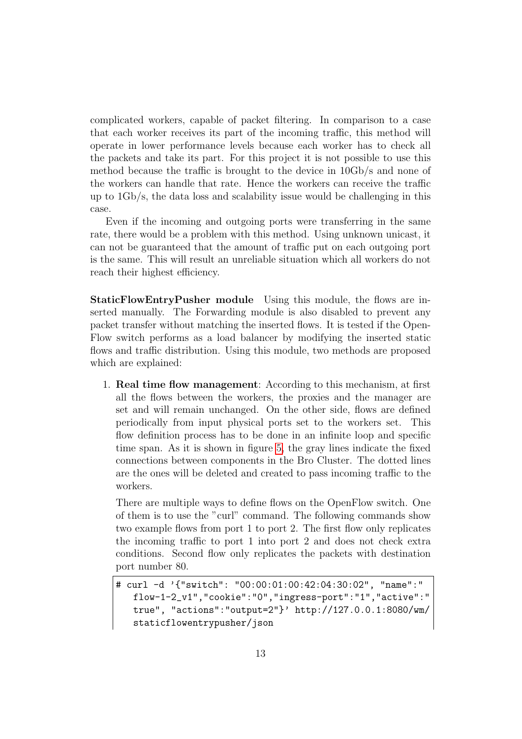complicated workers, capable of packet filtering. In comparison to a case that each worker receives its part of the incoming traffic, this method will operate in lower performance levels because each worker has to check all the packets and take its part. For this project it is not possible to use this method because the traffic is brought to the device in 10Gb/s and none of the workers can handle that rate. Hence the workers can receive the traffic up to 1Gb/s, the data loss and scalability issue would be challenging in this case.

Even if the incoming and outgoing ports were transferring in the same rate, there would be a problem with this method. Using unknown unicast, it can not be guaranteed that the amount of traffic put on each outgoing port is the same. This will result an unreliable situation which all workers do not reach their highest efficiency.

**StaticFlowEntryPusher module** Using this module, the flows are inserted manually. The Forwarding module is also disabled to prevent any packet transfer without matching the inserted flows. It is tested if the OpenFlow switch performs as a load balancer by modifying the inserted static flows and traffic distribution. Using this module, two methods are proposed which are explained:

1. **Real time flow management**: According to this mechanism, at first all the flows between the workers, the proxies and the manager are set and will remain unchanged. On the other side, flows are defined periodically from input physical ports set to the workers set. This flow definition process has to be done in an infinite loop and specific time span. As it is shown in figure 5, the gray lines indicate the fixed connections between components in the Bro Cluster. The dotted lines are the ones will be deleted and created to pass incoming traffic to the workers.

   There are multiple ways to define flows on the OpenFlow switch. One of them is to use the "curl" command. The following commands show two example flows from port 1 to port 2. The first flow only replicates the incoming traffic to port 1 into port 2 and does not check extra conditions. Second flow only replicates the packets with destination port number 80.

```
# curl -d '{"switch": "00:00:01:00:42:04:30:02", "name":"
   flow-1-2_v1","cookie":"0","ingress-port":"1","active":"
   true", "actions":"output=2"}' http://127.0.0.1:8080/wm/
   staticflowentrypusher/json
```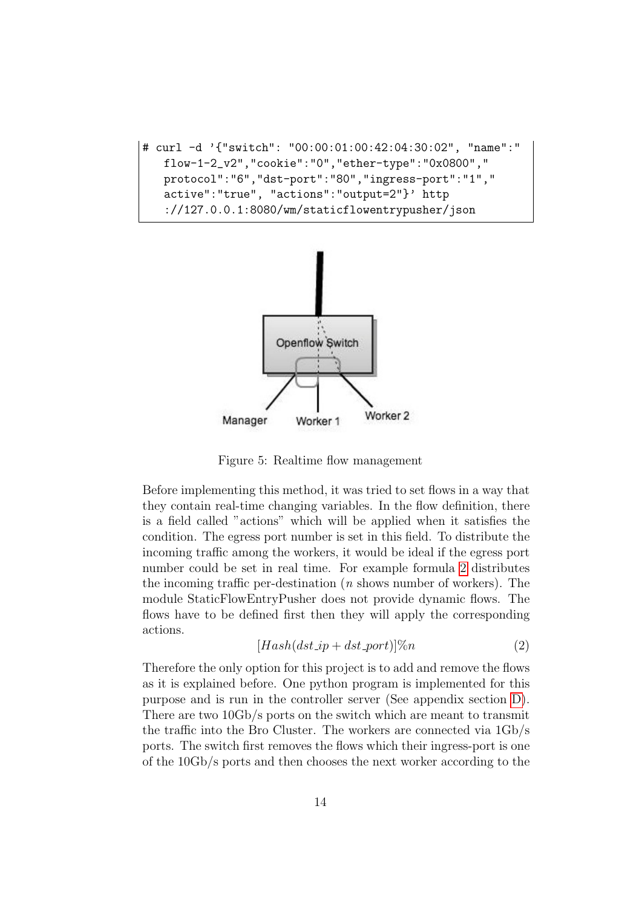```
# curl -d '{"switch": "00:00:01:00:42:04:30:02", "name":"
    flow-1-2_v2","cookie":"0","ether-type":"0x0800","
    protocol":"6","dst-port":"80","ingress-port":"1","
    active":"true", "actions":"output=2"}' http
    ://127.0.0.1:8080/wm/staticflowentrypusher/json
```

Figure 5: Realtime flow management

Before implementing this method, it was tried to set flows in a way that they contain real-time changing variables. In the flow definition, there is a field called "actions" which will be applied when it satisfies the condition. The egress port number is set in this field. To distribute the incoming traffic among the workers, it would be ideal if the egress port number could be set in real time. For example formula 2 distributes the incoming traffic per-destination ($n$ shows number of workers). The module StaticFlowEntryPusher does not provide dynamic flows. The flows have to be defined first then they will apply the corresponding actions.

$$[Hash(dst\_ip + dst\_port)]\%n \tag{2}$$

Therefore the only option for this project is to add and remove the flows as it is explained before. One python program is implemented for this purpose and is run in the controller server (See appendix section D). There are two 10Gb/s ports on the switch which are meant to transmit the traffic into the Bro Cluster. The workers are connected via 1Gb/s ports. The switch first removes the flows which their ingress-port is one of the 10Gb/s ports and then chooses the next worker according to the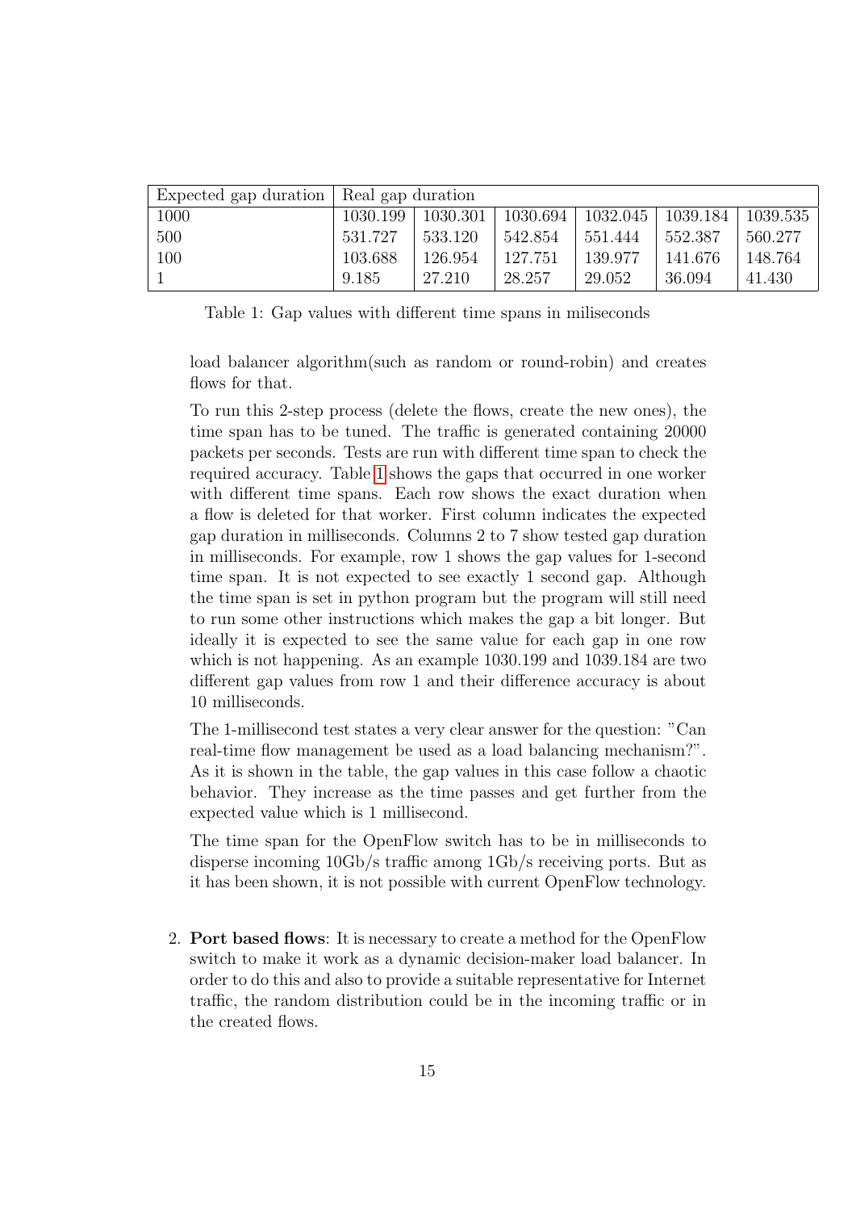| Expected gap duration | Real gap duration | | | | | |
|---|---|---|---|---|---|---|
| 1000 | 1030.199 | 1030.301 | 1030.694 | 1032.045 | 1039.184 | 1039.535 |
| 500 | 531.727 | 533.120 | 542.854 | 551.444 | 552.387 | 560.277 |
| 100 | 103.688 | 126.954 | 127.751 | 139.977 | 141.676 | 148.764 |
| 1 | 9.185 | 27.210 | 28.257 | 29.052 | 36.094 | 41.430 |

Table 1: Gap values with different time spans in miliseconds

load balancer algorithm(such as random or round-robin) and creates flows for that.

To run this 2-step process (delete the flows, create the new ones), the time span has to be tuned. The traffic is generated containing 20000 packets per seconds. Tests are run with different time span to check the required accuracy. Table 1 shows the gaps that occurred in one worker with different time spans. Each row shows the exact duration when a flow is deleted for that worker. First column indicates the expected gap duration in milliseconds. Columns 2 to 7 show tested gap duration in milliseconds. For example, row 1 shows the gap values for 1-second time span. It is not expected to see exactly 1 second gap. Although the time span is set in python program but the program will still need to run some other instructions which makes the gap a bit longer. But ideally it is expected to see the same value for each gap in one row which is not happening. As an example 1030.199 and 1039.184 are two different gap values from row 1 and their difference accuracy is about 10 milliseconds.

The 1-millisecond test states a very clear answer for the question: "Can real-time flow management be used as a load balancing mechanism?". As it is shown in the table, the gap values in this case follow a chaotic behavior. They increase as the time passes and get further from the expected value which is 1 millisecond.

The time span for the OpenFlow switch has to be in milliseconds to disperse incoming 10Gb/s traffic among 1Gb/s receiving ports. But as it has been shown, it is not possible with current OpenFlow technology.

2. **Port based flows**: It is necessary to create a method for the OpenFlow switch to make it work as a dynamic decision-maker load balancer. In order to do this and also to provide a suitable representative for Internet traffic, the random distribution could be in the incoming traffic or in the created flows.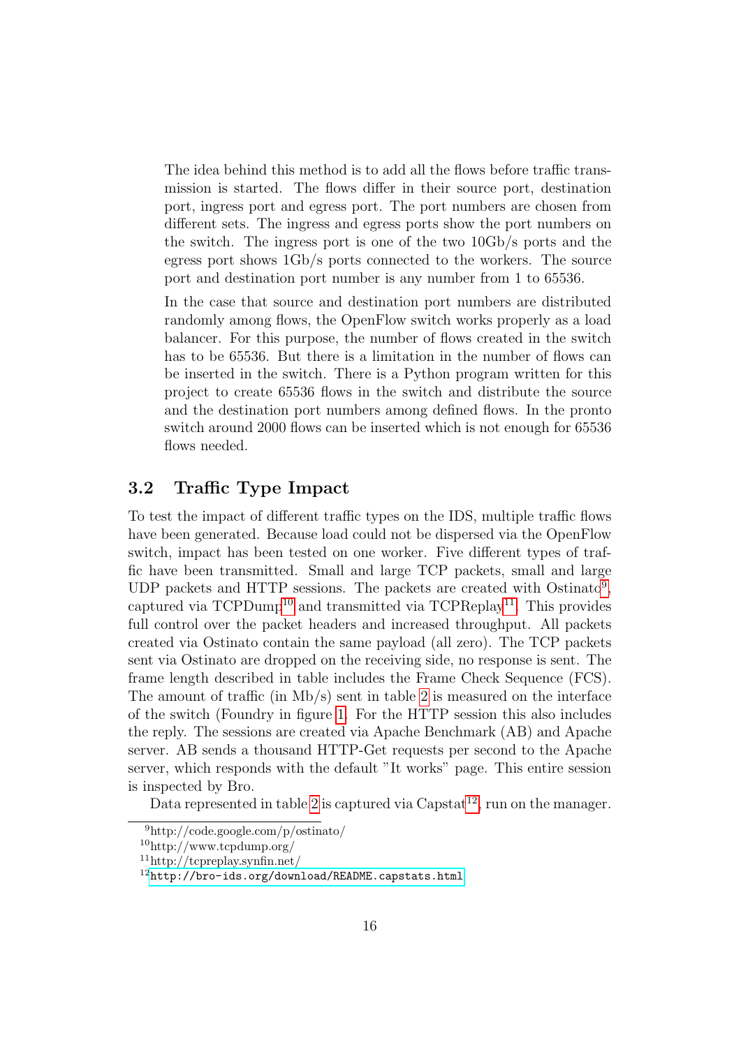The idea behind this method is to add all the flows before traffic transmission is started. The flows differ in their source port, destination port, ingress port and egress port. The port numbers are chosen from different sets. The ingress and egress ports show the port numbers on the switch. The ingress port is one of the two 10Gb/s ports and the egress port shows 1Gb/s ports connected to the workers. The source port and destination port number is any number from 1 to 65536.

In the case that source and destination port numbers are distributed randomly among flows, the OpenFlow switch works properly as a load balancer. For this purpose, the number of flows created in the switch has to be 65536. But there is a limitation in the number of flows can be inserted in the switch. There is a Python program written for this project to create 65536 flows in the switch and distribute the source and the destination port numbers among defined flows. In the pronto switch around 2000 flows can be inserted which is not enough for 65536 flows needed.

## 3.2 Traffic Type Impact

To test the impact of different traffic types on the IDS, multiple traffic flows have been generated. Because load could not be dispersed via the OpenFlow switch, impact has been tested on one worker. Five different types of traffic have been transmitted. Small and large TCP packets, small and large UDP packets and HTTP sessions. The packets are created with Ostinato[9], captured via TCPDump[10] and transmitted via TCPReplay[11]. This provides full control over the packet headers and increased throughput. All packets created via Ostinato contain the same payload (all zero). The TCP packets sent via Ostinato are dropped on the receiving side, no response is sent. The frame length described in table includes the Frame Check Sequence (FCS). The amount of traffic (in Mb/s) sent in table 2 is measured on the interface of the switch (Foundry in figure 1. For the HTTP session this also includes the reply. The sessions are created via Apache Benchmark (AB) and Apache server. AB sends a thousand HTTP-Get requests per second to the Apache server, which responds with the default "It works" page. This entire session is inspected by Bro.

Data represented in table 2 is captured via Capstat[12], run on the manager.

[9] http://code.google.com/p/ostinato/

[10] http://www.tcpdump.org/

[11] http://tcpreplay.synfin.net/

[12] http://bro-ids.org/download/README.capstats.html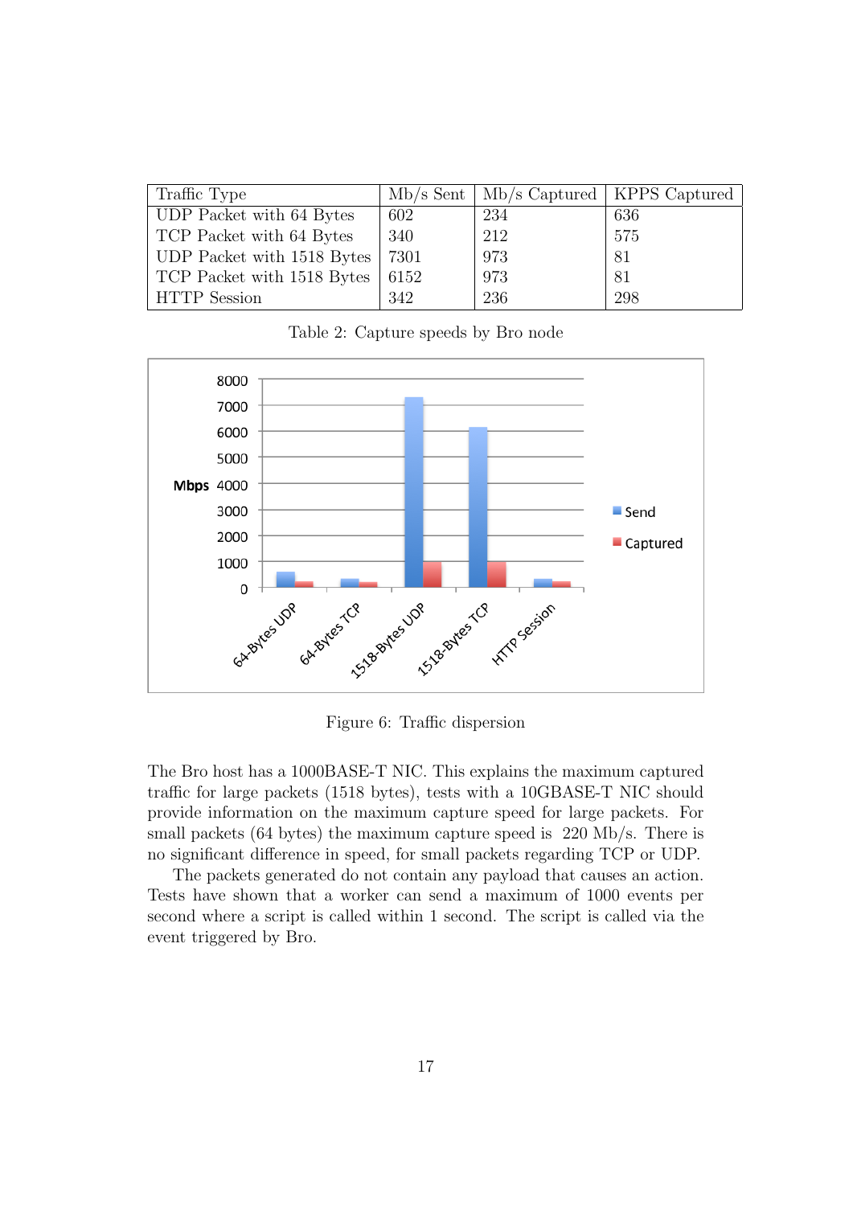| Traffic Type | Mb/s Sent | Mb/s Captured | KPPS Captured |
|---|---|---|---|
| UDP Packet with 64 Bytes | 602 | 234 | 636 |
| TCP Packet with 64 Bytes | 340 | 212 | 575 |
| UDP Packet with 1518 Bytes | 7301 | 973 | 81 |
| TCP Packet with 1518 Bytes | 6152 | 973 | 81 |
| HTTP Session | 342 | 236 | 298 |

Table 2: Capture speeds by Bro node

Figure 6: Traffic dispersion

The Bro host has a 1000BASE-T NIC. This explains the maximum captured traffic for large packets (1518 bytes), tests with a 10GBASE-T NIC should provide information on the maximum capture speed for large packets. For small packets (64 bytes) the maximum capture speed is 220 Mb/s. There is no significant difference in speed, for small packets regarding TCP or UDP.

The packets generated do not contain any payload that causes an action. Tests have shown that a worker can send a maximum of 1000 events per second where a script is called within 1 second. The script is called via the event triggered by Bro.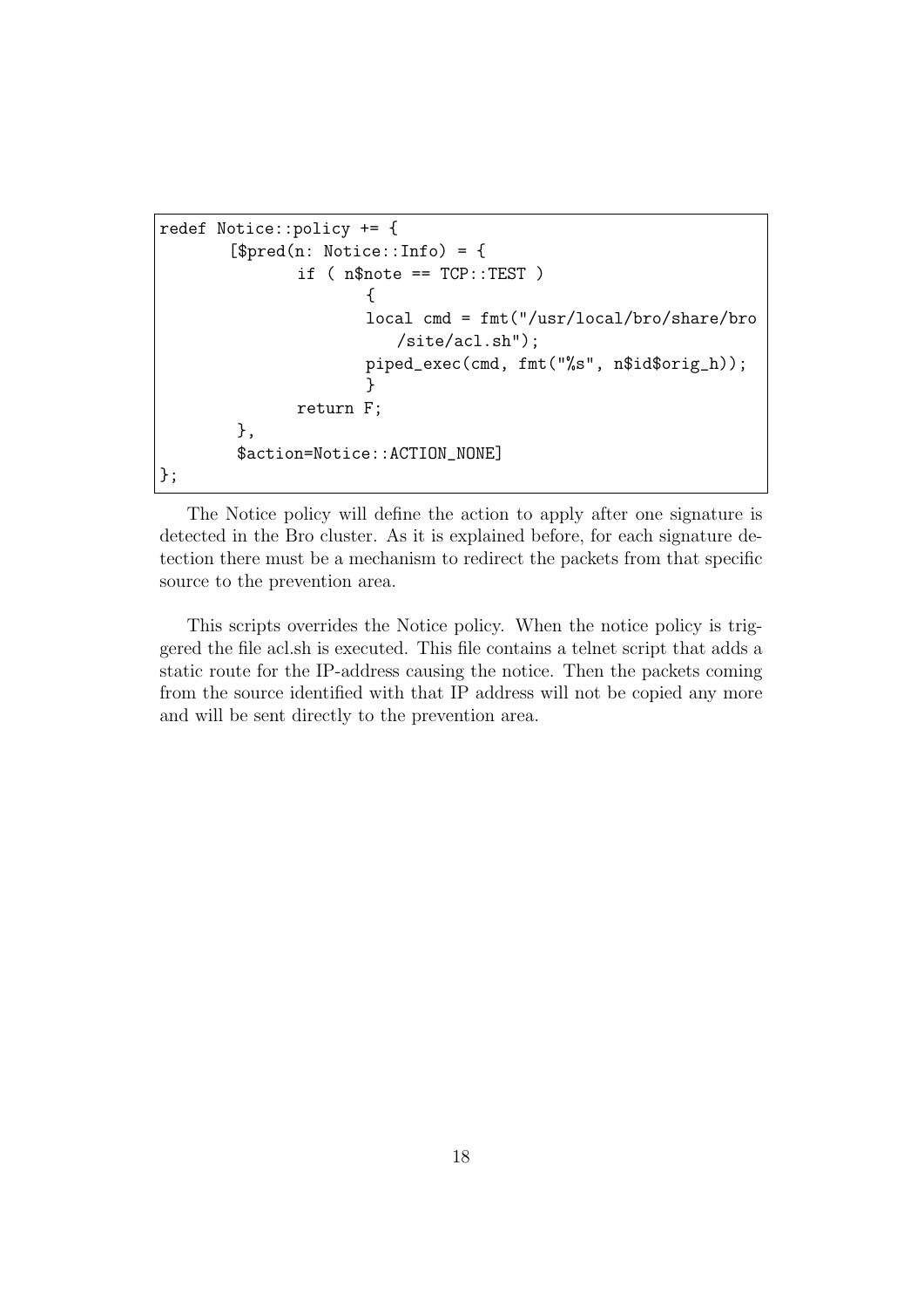```
redef Notice::policy += {
       [$pred(n: Notice::Info) = {
              if ( n$note == TCP::TEST )
                     {
                     local cmd = fmt("/usr/local/bro/share/bro
                        /site/acl.sh");
                     piped_exec(cmd, fmt("%s", n$id$orig_h));
                     }
              return F;
        },
        $action=Notice::ACTION_NONE]
};
```

The Notice policy will define the action to apply after one signature is detected in the Bro cluster. As it is explained before, for each signature detection there must be a mechanism to redirect the packets from that specific source to the prevention area.

This scripts overrides the Notice policy. When the notice policy is triggered the file acl.sh is executed. This file contains a telnet script that adds a static route for the IP-address causing the notice. Then the packets coming from the source identified with that IP address will not be copied any more and will be sent directly to the prevention area.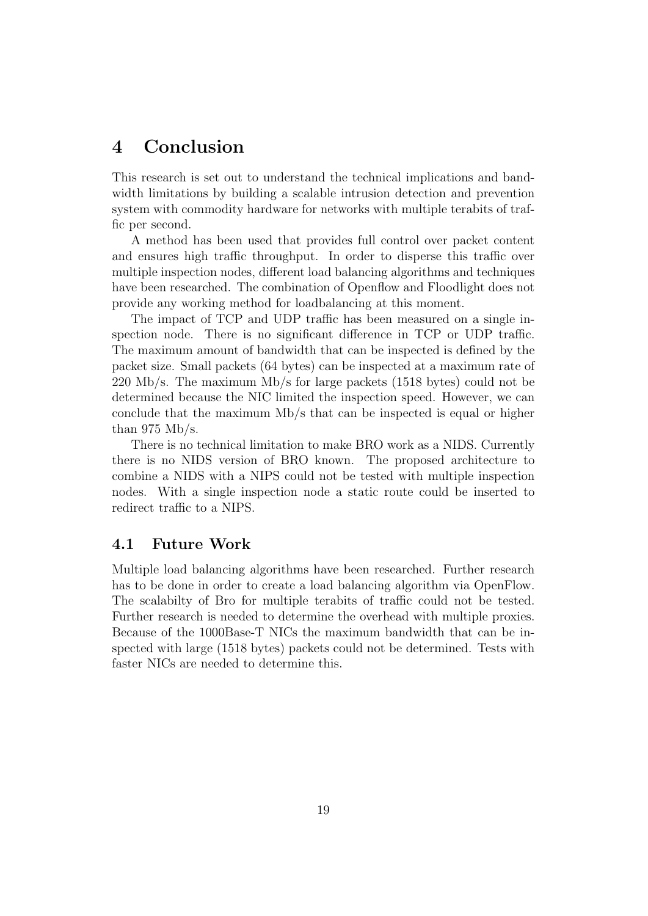# 4 Conclusion

This research is set out to understand the technical implications and bandwidth limitations by building a scalable intrusion detection and prevention system with commodity hardware for networks with multiple terabits of traffic per second.

A method has been used that provides full control over packet content and ensures high traffic throughput. In order to disperse this traffic over multiple inspection nodes, different load balancing algorithms and techniques have been researched. The combination of Openflow and Floodlight does not provide any working method for loadbalancing at this moment.

The impact of TCP and UDP traffic has been measured on a single inspection node. There is no significant difference in TCP or UDP traffic. The maximum amount of bandwidth that can be inspected is defined by the packet size. Small packets (64 bytes) can be inspected at a maximum rate of 220 Mb/s. The maximum Mb/s for large packets (1518 bytes) could not be determined because the NIC limited the inspection speed. However, we can conclude that the maximum Mb/s that can be inspected is equal or higher than 975 Mb/s.

There is no technical limitation to make BRO work as a NIDS. Currently there is no NIDS version of BRO known. The proposed architecture to combine a NIDS with a NIPS could not be tested with multiple inspection nodes. With a single inspection node a static route could be inserted to redirect traffic to a NIPS.

## 4.1 Future Work

Multiple load balancing algorithms have been researched. Further research has to be done in order to create a load balancing algorithm via OpenFlow. The scalabilty of Bro for multiple terabits of traffic could not be tested. Further research is needed to determine the overhead with multiple proxies. Because of the 1000Base-T NICs the maximum bandwidth that can be inspected with large (1518 bytes) packets could not be determined. Tests with faster NICs are needed to determine this.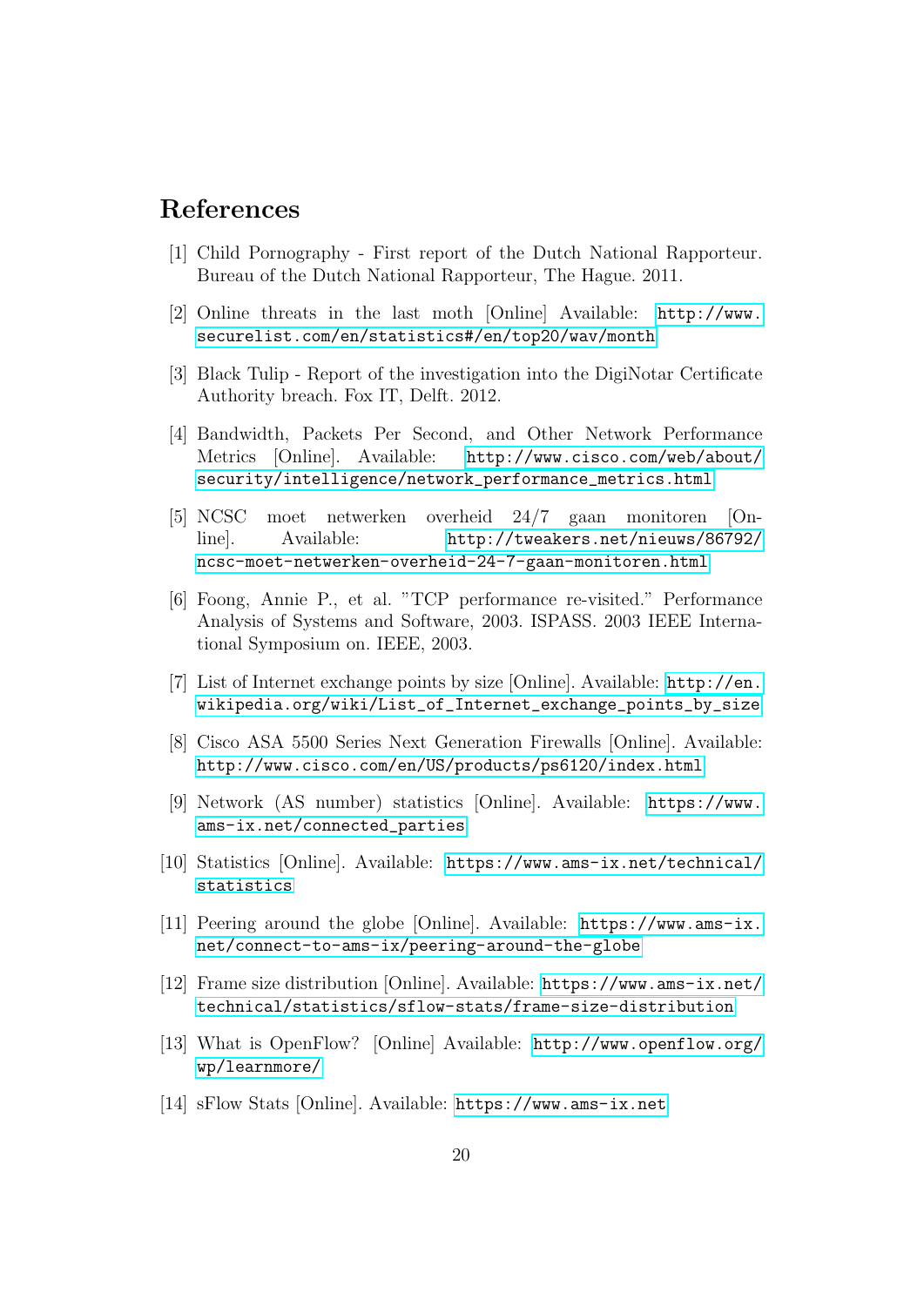# References

[1] Child Pornography - First report of the Dutch National Rapporteur. Bureau of the Dutch National Rapporteur, The Hague. 2011.

[2] Online threats in the last moth [Online] Available: http://www.securelist.com/en/statistics#/en/top20/wav/month

[3] Black Tulip - Report of the investigation into the DigiNotar Certificate Authority breach. Fox IT, Delft. 2012.

[4] Bandwidth, Packets Per Second, and Other Network Performance Metrics [Online]. Available: http://www.cisco.com/web/about/security/intelligence/network_performance_metrics.html

[5] NCSC moet netwerken overheid 24/7 gaan monitoren [Online]. Available: http://tweakers.net/nieuws/86792/ncsc-moet-netwerken-overheid-24-7-gaan-monitoren.html

[6] Foong, Annie P., et al. "TCP performance re-visited." Performance Analysis of Systems and Software, 2003. ISPASS. 2003 IEEE International Symposium on. IEEE, 2003.

[7] List of Internet exchange points by size [Online]. Available: http://en.wikipedia.org/wiki/List_of_Internet_exchange_points_by_size

[8] Cisco ASA 5500 Series Next Generation Firewalls [Online]. Available: http://www.cisco.com/en/US/products/ps6120/index.html

[9] Network (AS number) statistics [Online]. Available: https://www.ams-ix.net/connected_parties

[10] Statistics [Online]. Available: https://www.ams-ix.net/technical/statistics

[11] Peering around the globe [Online]. Available: https://www.ams-ix.net/connect-to-ams-ix/peering-around-the-globe

[12] Frame size distribution [Online]. Available: https://www.ams-ix.net/technical/statistics/sflow-stats/frame-size-distribution

[13] What is OpenFlow? [Online] Available: http://www.openflow.org/wp/learnmore/

[14] sFlow Stats [Online]. Available: https://www.ams-ix.net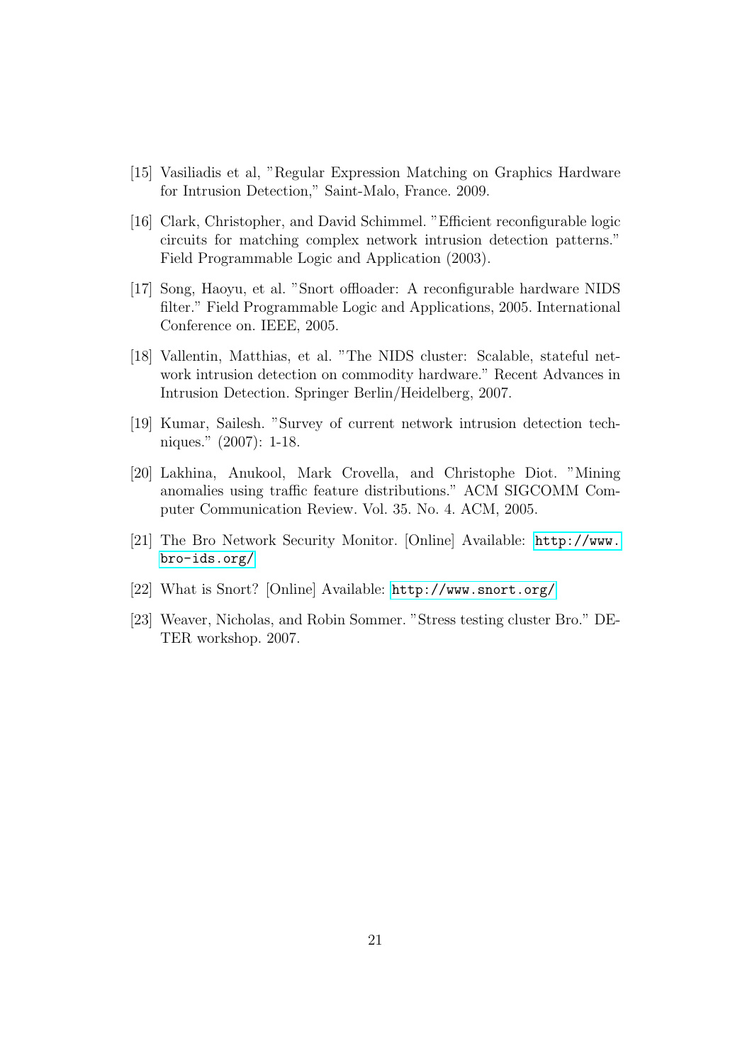[15] Vasiliadis et al, "Regular Expression Matching on Graphics Hardware for Intrusion Detection," Saint-Malo, France. 2009.

[16] Clark, Christopher, and David Schimmel. "Efficient reconfigurable logic circuits for matching complex network intrusion detection patterns." Field Programmable Logic and Application (2003).

[17] Song, Haoyu, et al. "Snort offloader: A reconfigurable hardware NIDS filter." Field Programmable Logic and Applications, 2005. International Conference on. IEEE, 2005.

[18] Vallentin, Matthias, et al. "The NIDS cluster: Scalable, stateful network intrusion detection on commodity hardware." Recent Advances in Intrusion Detection. Springer Berlin/Heidelberg, 2007.

[19] Kumar, Sailesh. "Survey of current network intrusion detection techniques." (2007): 1-18.

[20] Lakhina, Anukool, Mark Crovella, and Christophe Diot. "Mining anomalies using traffic feature distributions." ACM SIGCOMM Computer Communication Review. Vol. 35. No. 4. ACM, 2005.

[21] The Bro Network Security Monitor. [Online] Available: http://www.bro-ids.org/

[22] What is Snort? [Online] Available: http://www.snort.org/

[23] Weaver, Nicholas, and Robin Sommer. "Stress testing cluster Bro." DETER workshop. 2007.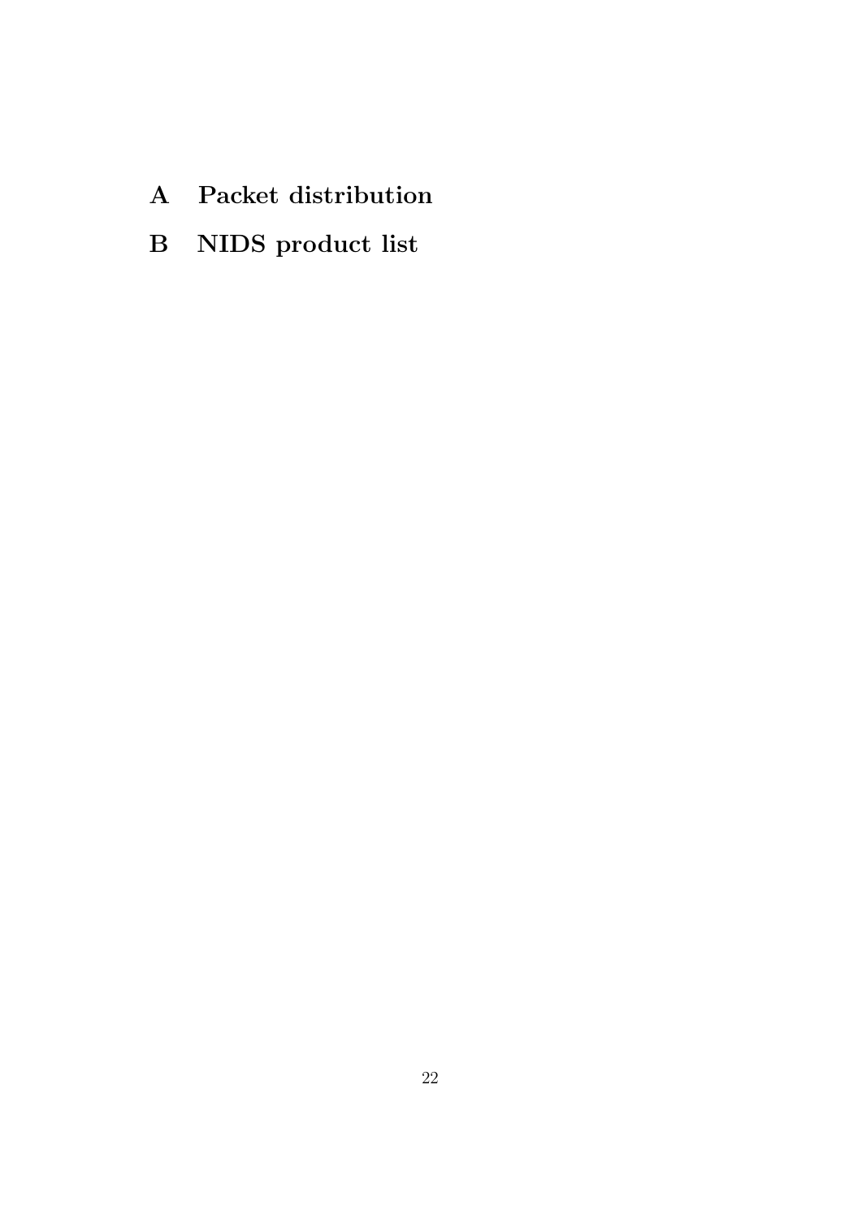# A Packet distribution

# B NIDS product list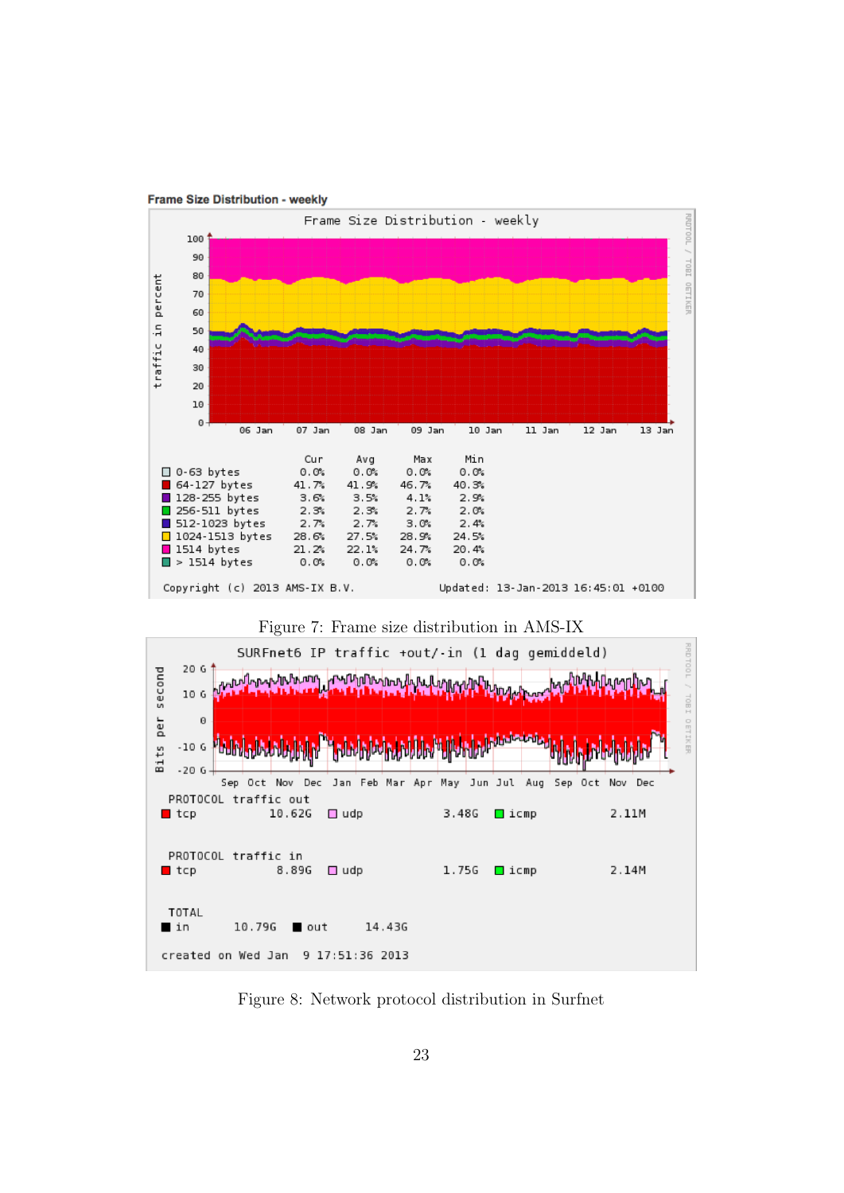**Frame Size Distribution - weekly**

Frame Size Distribution - weekly

|  | Cur | Avg | Max | Min |
|---|---|---|---|---|
| 0-63 bytes | 0.0% | 0.0% | 0.0% | 0.0% |
| 64-127 bytes | 41.7% | 41.9% | 46.7% | 40.3% |
| 128-255 bytes | 3.6% | 3.5% | 4.1% | 2.9% |
| 256-511 bytes | 2.3% | 2.3% | 2.7% | 2.0% |
| 512-1023 bytes | 2.7% | 2.7% | 3.0% | 2.4% |
| 1024-1513 bytes | 28.6% | 27.5% | 28.9% | 24.5% |
| 1514 bytes | 21.2% | 22.1% | 24.7% | 20.4% |
| > 1514 bytes | 0.0% | 0.0% | 0.0% | 0.0% |

Copyright (c) 2013 AMS-IX B.V. Updated: 13-Jan-2013 16:45:01 +0100

Figure 7: Frame size distribution in AMS-IX

SURFnet6 IP traffic +out/-in (1 dag gemiddeld)

| PROTOCOL traffic out | | | | | |
|---|---|---|---|---|---|
| tcp | 10.62G | udp | 3.48G | icmp | 2.11M |

| PROTOCOL traffic in | | | | | |
|---|---|---|---|---|---|
| tcp | 8.89G | udp | 1.75G | icmp | 2.14M |

| TOTAL | | | |
|---|---|---|---|
| in | 10.79G | out | 14.43G |

created on Wed Jan 9 17:51:36 2013

Figure 8: Network protocol distribution in Surfnet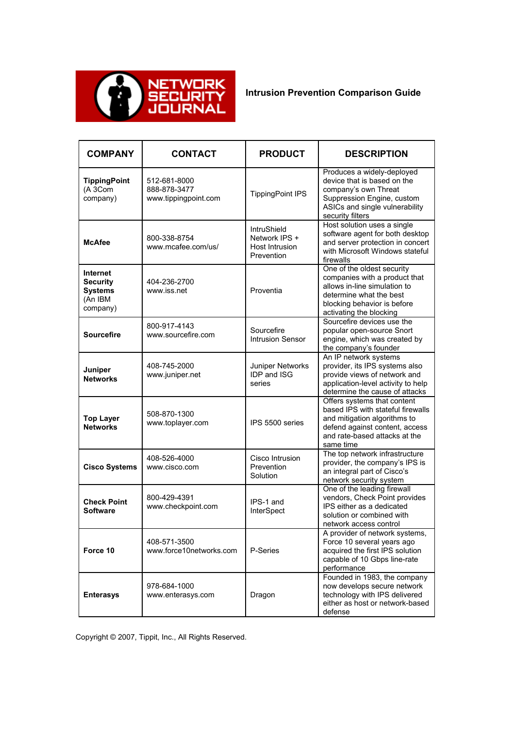NETWORK SECURITY JOURNAL

# Intrusion Prevention Comparison Guide

| COMPANY | CONTACT | PRODUCT | DESCRIPTION |
|---|---|---|---|
| **TippingPoint** (A 3Com company) | 512-681-8000<br>888-878-3477<br>www.tippingpoint.com | TippingPoint IPS | Produces a widely-deployed device that is based on the company's own Threat Suppression Engine, custom ASICs and single vulnerability security filters |
| **McAfee** | 800-338-8754<br>www.mcafee.com/us/ | IntruShield Network IPS + Host Intrusion Prevention | Host solution uses a single software agent for both desktop and server protection in concert with Microsoft Windows stateful firewalls |
| **Internet Security Systems** (An IBM company) | 404-236-2700<br>www.iss.net | Proventia | One of the oldest security companies with a product that allows in-line simulation to determine what the best blocking behavior is before activating the blocking |
| **Sourcefire** | 800-917-4143<br>www.sourcefire.com | Sourcefire Intrusion Sensor | Sourcefire devices use the popular open-source Snort engine, which was created by the company's founder |
| **Juniper Networks** | 408-745-2000<br>www.juniper.net | Juniper Networks IDP and ISG series | An IP network systems provider, its IPS systems also provide views of network and application-level activity to help determine the cause of attacks |
| **Top Layer Networks** | 508-870-1300<br>www.toplayer.com | IPS 5500 series | Offers systems that content based IPS with stateful firewalls and mitigation algorithms to defend against content, access and rate-based attacks at the same time |
| **Cisco Systems** | 408-526-4000<br>www.cisco.com | Cisco Intrusion Prevention Solution | The top network infrastructure provider, the company's IPS is an integral part of Cisco's network security system |
| **Check Point Software** | 800-429-4391<br>www.checkpoint.com | IPS-1 and InterSpect | One of the leading firewall vendors, Check Point provides IPS either as a dedicated solution or combined with network access control |
| **Force 10** | 408-571-3500<br>www.force10networks.com | P-Series | A provider of network systems, Force 10 several years ago acquired the first IPS solution capable of 10 Gbps line-rate performance |
| **Enterasys** | 978-684-1000<br>www.enterasys.com | Dragon | Founded in 1983, the company now develops secure network technology with IPS delivered either as host or network-based defense |

Copyright © 2007, Tippit, Inc., All Rights Reserved.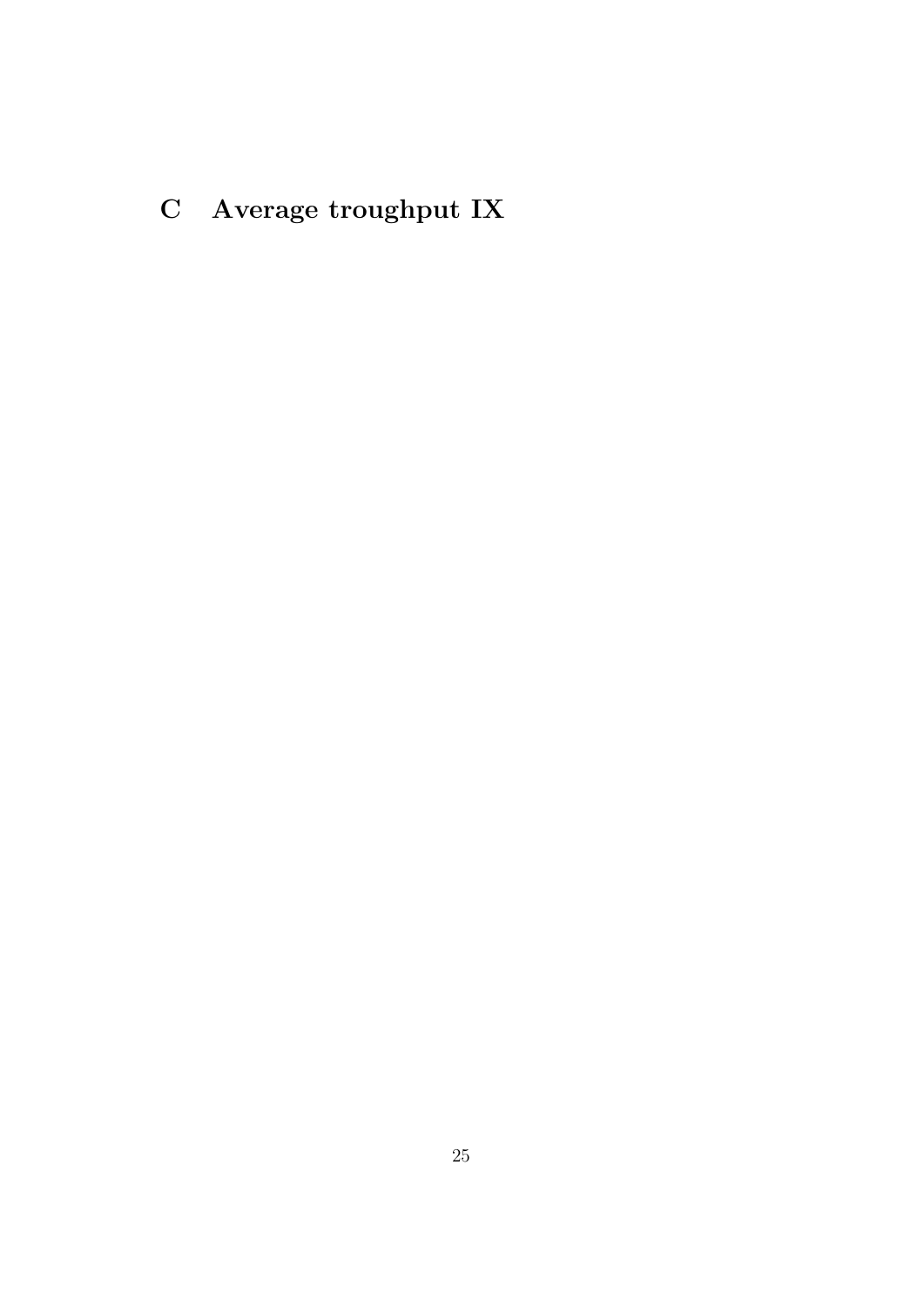# C Average troughput IX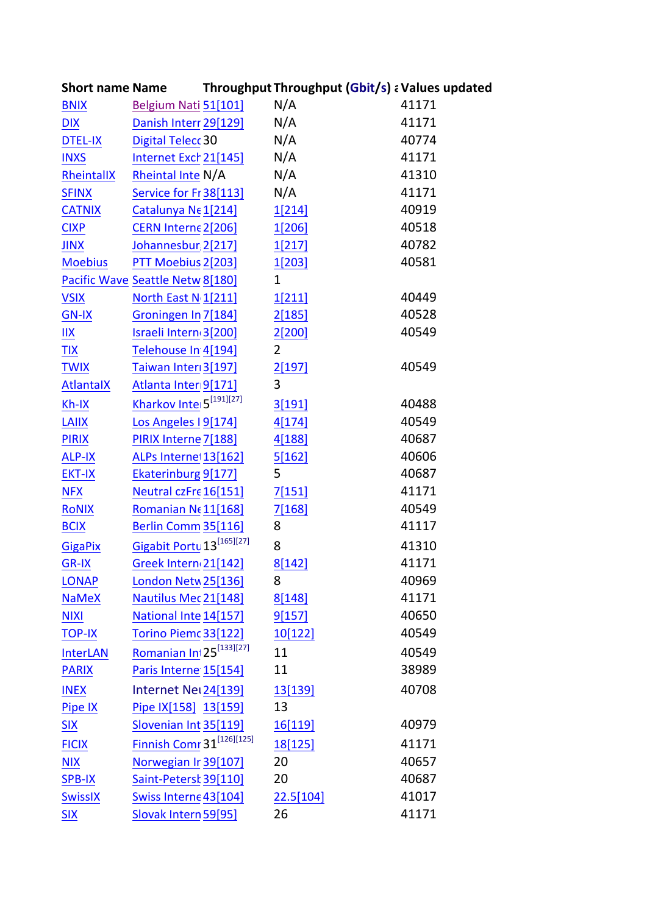| Short name | Name | Throughput | Throughput (Gbit/s) a | Values updated |
|---|---|---|---|---|
| BNIX | Belgium Nati | 51[101] | N/A | 41171 |
| DIX | Danish Interr | 29[129] | N/A | 41171 |
| DTEL-IX | Digital Telecc | 30 | N/A | 40774 |
| INXS | Internet Exch | 21[145] | N/A | 41171 |
| RheintalIX | Rheintal Inte | N/A | N/A | 41310 |
| SFINX | Service for Fr | 38[113] | N/A | 41171 |
| CATNIX | Catalunya Ne | 1[214] | 1[214] | 40919 |
| CIXP | CERN Interne | 2[206] | 1[206] | 40518 |
| JINX | Johannesbur | 2[217] | 1[217] | 40782 |
| Moebius | PTT Moebius | 2[203] | 1[203] | 40581 |
| Pacific Wave | Seattle Netw | 8[180] | 1 | |
| VSIX | North East N | 1[211] | 1[211] | 40449 |
| GN-IX | Groningen In | 7[184] | 2[185] | 40528 |
| IIX | Israeli Intern | 3[200] | 2[200] | 40549 |
| TIX | Telehouse In | 4[194] | 2 | |
| TWIX | Taiwan Interi | 3[197] | 2[197] | 40549 |
| AtlantaIX | Atlanta Inter | 9[171] | 3 | |
| Kh-IX | Kharkov Inte | 5[191][27] | 3[191] | 40488 |
| LAIIX | Los Angeles I | 9[174] | 4[174] | 40549 |
| PIRIX | PIRIX Interne | 7[188] | 4[188] | 40687 |
| ALP-IX | ALPs Internet | 13[162] | 5[162] | 40606 |
| EKT-IX | Ekaterinburg | 9[177] | 5 | 40687 |
| NFX | Neutral czFre | 16[151] | 7[151] | 41171 |
| RoNIX | Romanian Ne | 11[168] | 7[168] | 40549 |
| BCIX | Berlin Comm | 35[116] | 8 | 41117 |
| GigaPix | Gigabit Portu | 13[165][27] | 8 | 41310 |
| GR-IX | Greek Intern | 21[142] | 8[142] | 41171 |
| LONAP | London Netw | 25[136] | 8 | 40969 |
| NaMeX | Nautilus Mec | 21[148] | 8[148] | 41171 |
| NIXI | National Inte | 14[157] | 9[157] | 40650 |
| TOP-IX | Torino Piemc | 33[122] | 10[122] | 40549 |
| InterLAN | Romanian Int | 25[133][27] | 11 | 40549 |
| PARIX | Paris Interne | 15[154] | 11 | 38989 |
| INEX | Internet Nei | 24[139] | 13[139] | 40708 |
| Pipe IX | Pipe IX[158] | 13[159] | 13 | |
| SIX | Slovenian Int | 35[119] | 16[119] | 40979 |
| FICIX | Finnish Comr | 31[126][125] | 18[125] | 41171 |
| NIX | Norwegian Ir | 39[107] | 20 | 40657 |
| SPB-IX | Saint-Peterst | 39[110] | 20 | 40687 |
| SwissIX | Swiss Interne | 43[104] | 22.5[104] | 41017 |
| SIX | Slovak Intern | 59[95] | 26 | 41171 |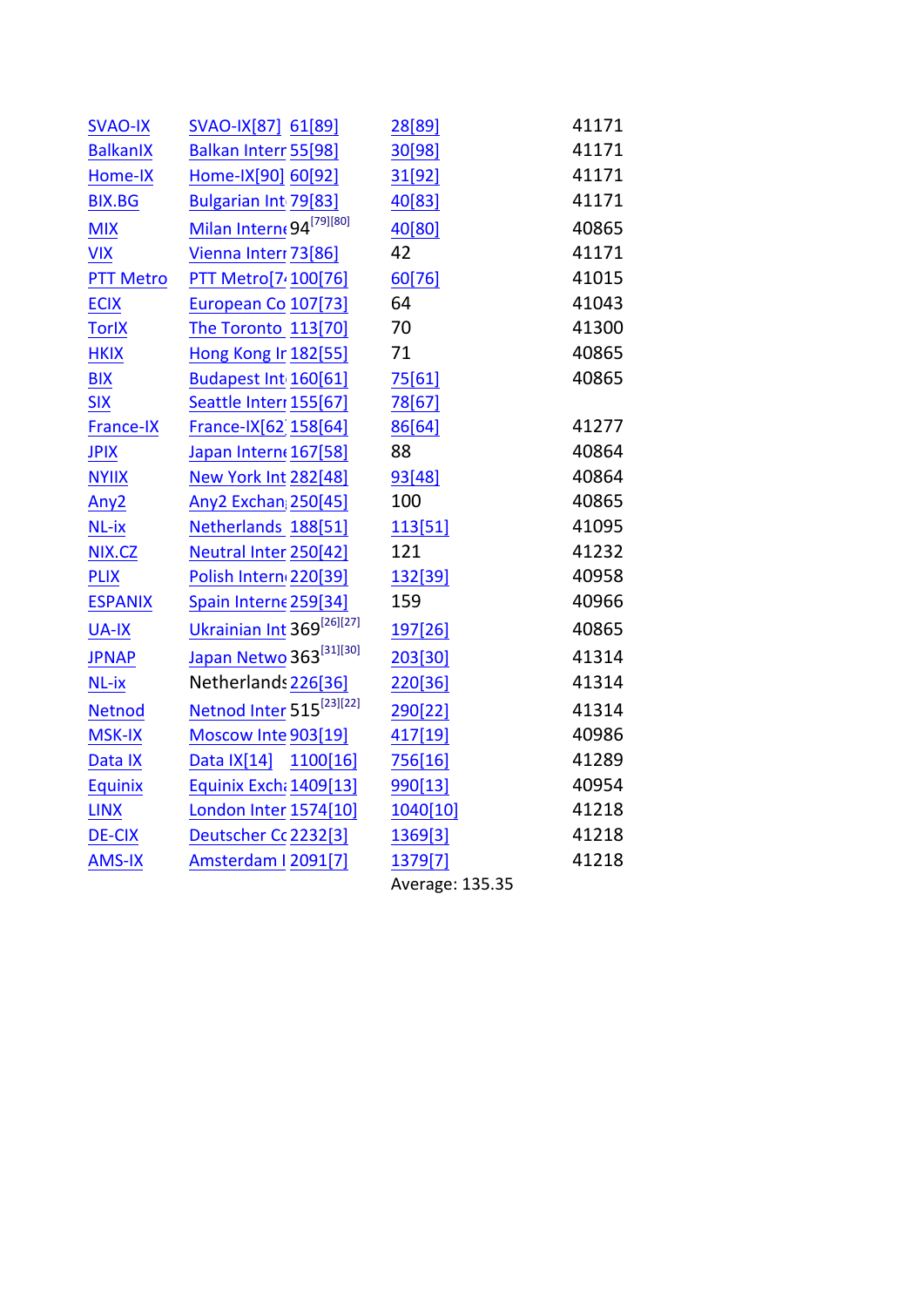| | | | | |
|---|---|---|---|---|
| SVAO-IX | SVAO-IX[87] | 61[89] | 28[89] | 41171 |
| BalkanIX | Balkan Interr | 55[98] | 30[98] | 41171 |
| Home-IX | Home-IX[90] | 60[92] | 31[92] | 41171 |
| BIX.BG | Bulgarian Int | 79[83] | 40[83] | 41171 |
| MIX | Milan Interne | 94[79][80] | 40[80] | 40865 |
| VIX | Vienna Interr | 73[86] | 42 | 41171 |
| PTT Metro | PTT Metro[7 | 100[76] | 60[76] | 41015 |
| ECIX | European Co | 107[73] | 64 | 41043 |
| TorIX | The Toronto | 113[70] | 70 | 41300 |
| HKIX | Hong Kong Ir | 182[55] | 71 | 40865 |
| BIX | Budapest Int | 160[61] | 75[61] | 40865 |
| SIX | Seattle Interr | 155[67] | 78[67] | |
| France-IX | France-IX[62 | 158[64] | 86[64] | 41277 |
| JPIX | Japan Interne | 167[58] | 88 | 40864 |
| NYIIX | New York Int | 282[48] | 93[48] | 40864 |
| Any2 | Any2 Exchan | 250[45] | 100 | 40865 |
| NL-ix | Netherlands | 188[51] | 113[51] | 41095 |
| NIX.CZ | Neutral Inter | 250[42] | 121 | 41232 |
| PLIX | Polish Intern | 220[39] | 132[39] | 40958 |
| ESPANIX | Spain Interne | 259[34] | 159 | 40966 |
| UA-IX | Ukrainian Int | 369[26][27] | 197[26] | 40865 |
| JPNAP | Japan Netwo | 363[31][30] | 203[30] | 41314 |
| NL-ix | Netherlands | 226[36] | 220[36] | 41314 |
| Netnod | Netnod Inter | 515[23][22] | 290[22] | 41314 |
| MSK-IX | Moscow Inte | 903[19] | 417[19] | 40986 |
| Data IX | Data IX[14] | 1100[16] | 756[16] | 41289 |
| Equinix | Equinix Exch | 1409[13] | 990[13] | 40954 |
| LINX | London Inter | 1574[10] | 1040[10] | 41218 |
| DE-CIX | Deutscher Cc | 2232[3] | 1369[3] | 41218 |
| AMS-IX | Amsterdam I | 2091[7] | 1379[7] | 41218 |
| | | | Average: 135.35 | |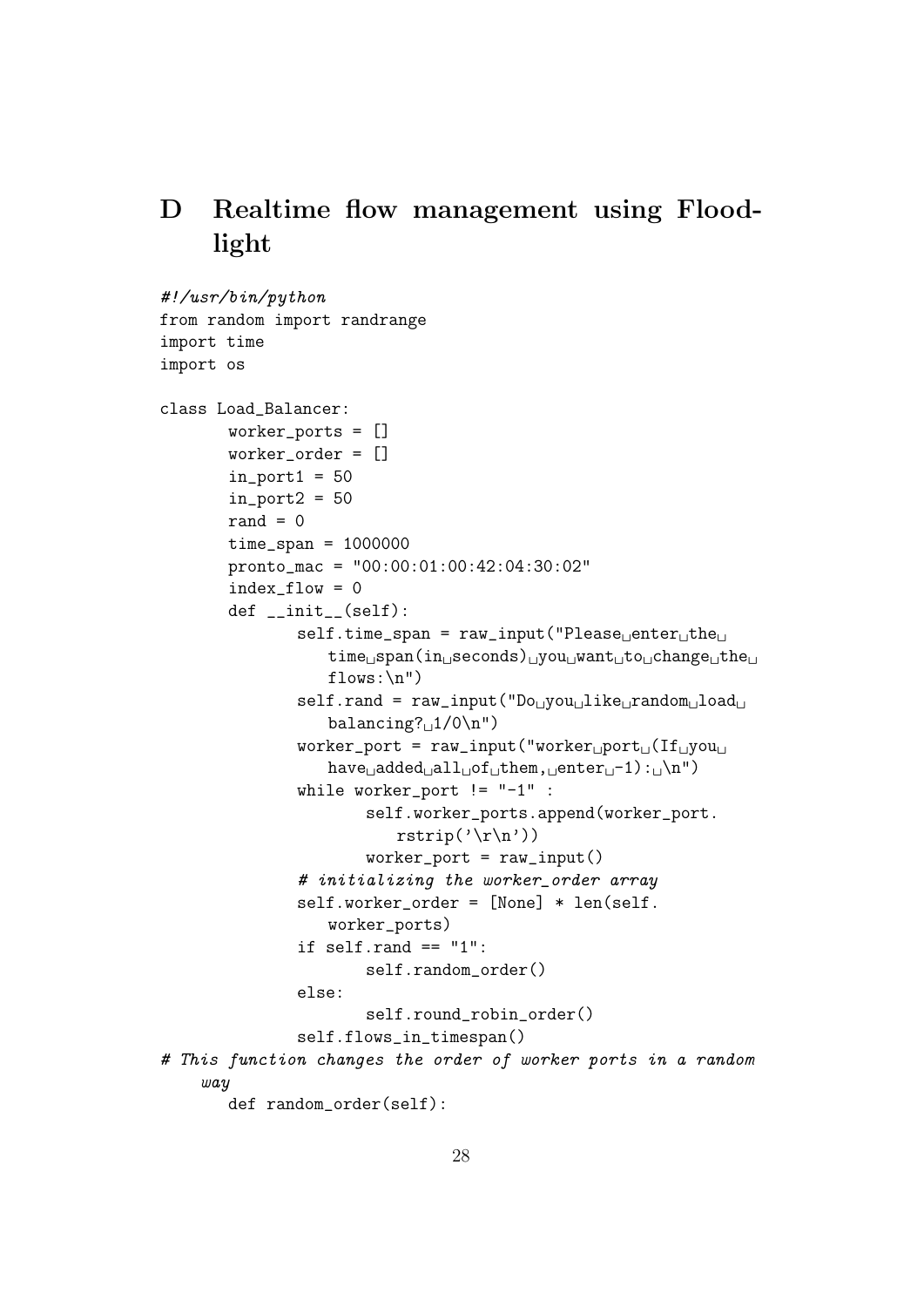# D Realtime flow management using Floodlight

```
#!/usr/bin/python
from random import randrange
import time
import os

class Load_Balancer:
	worker_ports = []
	worker_order = []
	in_port1 = 50
	in_port2 = 50
	rand = 0
	time_span = 1000000
	pronto_mac = "00:00:01:00:42:04:30:02"
	index_flow = 0
	def __init__(self):
		self.time_span = raw_input("Please enter the time span(in seconds) you want to change the flows:\n")
		self.rand = raw_input("Do you like random load balancing? 1/0\n")
		worker_port = raw_input("worker port (If you have added all of them, enter -1): \n")
		while worker_port != "-1" :
			self.worker_ports.append(worker_port.rstrip('\r\n'))
			worker_port = raw_input()
		# initializing the worker_order array
		self.worker_order = [None] * len(self.worker_ports)
		if self.rand == "1":
			self.random_order()
		else:
			self.round_robin_order()
		self.flows_in_timespan()
# This function changes the order of worker ports in a random way
	def random_order(self):
```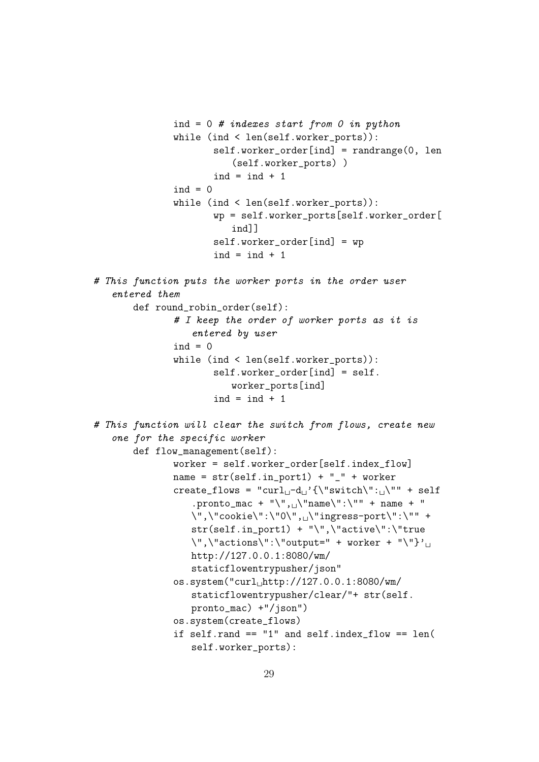```
            ind = 0 # indexes start from 0 in python
            while (ind < len(self.worker_ports)):
                    self.worker_order[ind] = randrange(0, len
                        (self.worker_ports) )
                    ind = ind + 1
            ind = 0
            while (ind < len(self.worker_ports)):
                    wp = self.worker_ports[self.worker_order[
                        ind]]
                    self.worker_order[ind] = wp
                    ind = ind + 1

# This function puts the worker ports in the order user
    entered them
        def round_robin_order(self):
                # I keep the order of worker ports as it is
                    entered by user
                ind = 0
                while (ind < len(self.worker_ports)):
                        self.worker_order[ind] = self.
                            worker_ports[ind]
                        ind = ind + 1

# This function will clear the switch from flows, create new
    one for the specific worker
        def flow_management(self):
                worker = self.worker_order[self.index_flow]
                name = str(self.in_port1) + "_" + worker
                create_flows = "curl -d '{\"switch\": \"" + self
                    .pronto_mac + "\", \"name\":\"" + name + "
                    \",\"cookie\":\"0\", \"ingress-port\":\"" +
                    str(self.in_port1) + "\",\"active\":\"true
                    \",\"actions\":\"output=" + worker + "\"}'
                    http://127.0.0.1:8080/wm/
                    staticflowentrypusher/json"
                os.system("curl http://127.0.0.1:8080/wm/
                    staticflowentrypusher/clear/"+ str(self.
                    pronto_mac) +"/json")
                os.system(create_flows)
                if self.rand == "1" and self.index_flow == len(
                    self.worker_ports):
```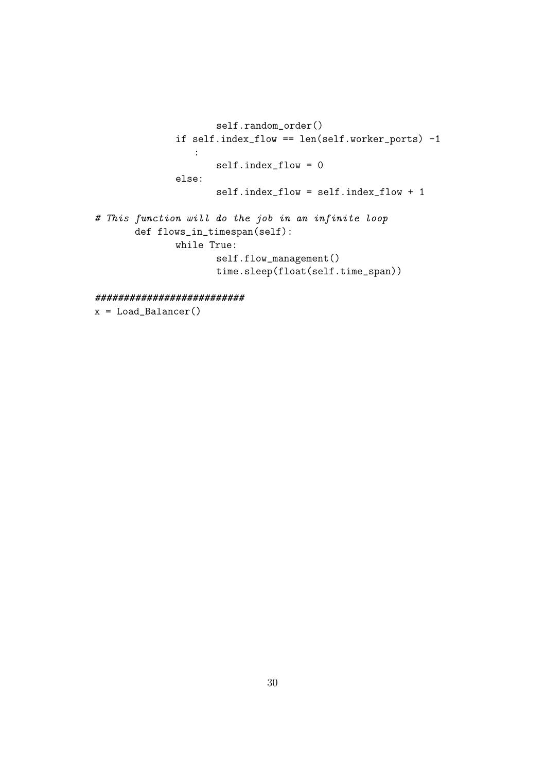```
                self.random_order()
            if self.index_flow == len(self.worker_ports) -1
               :
                self.index_flow = 0
            else:
                self.index_flow = self.index_flow + 1

# This function will do the job in an infinite loop
        def flows_in_timespan(self):
            while True:
                self.flow_management()
                time.sleep(float(self.time_span))

##########################
x = Load_Balancer()
```